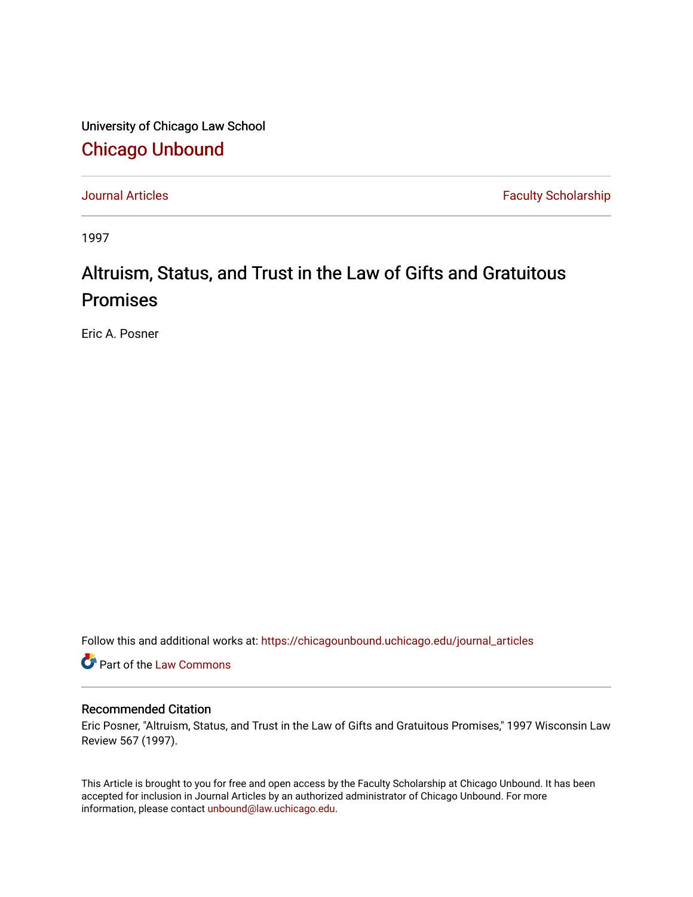University of Chicago Law School

# Chicago Unbound

Journal Articles | Faculty Scholarship

1997

# Altruism, Status, and Trust in the Law of Gifts and Gratuitous Promises

Eric A. Posner

Follow this and additional works at: https://chicagounbound.uchicago.edu/journal_articles

Part of the Law Commons

## Recommended Citation

Eric Posner, "Altruism, Status, and Trust in the Law of Gifts and Gratuitous Promises," 1997 Wisconsin Law Review 567 (1997).

This Article is brought to you for free and open access by the Faculty Scholarship at Chicago Unbound. It has been accepted for inclusion in Journal Articles by an authorized administrator of Chicago Unbound. For more information, please contact unbound@law.uchicago.edu.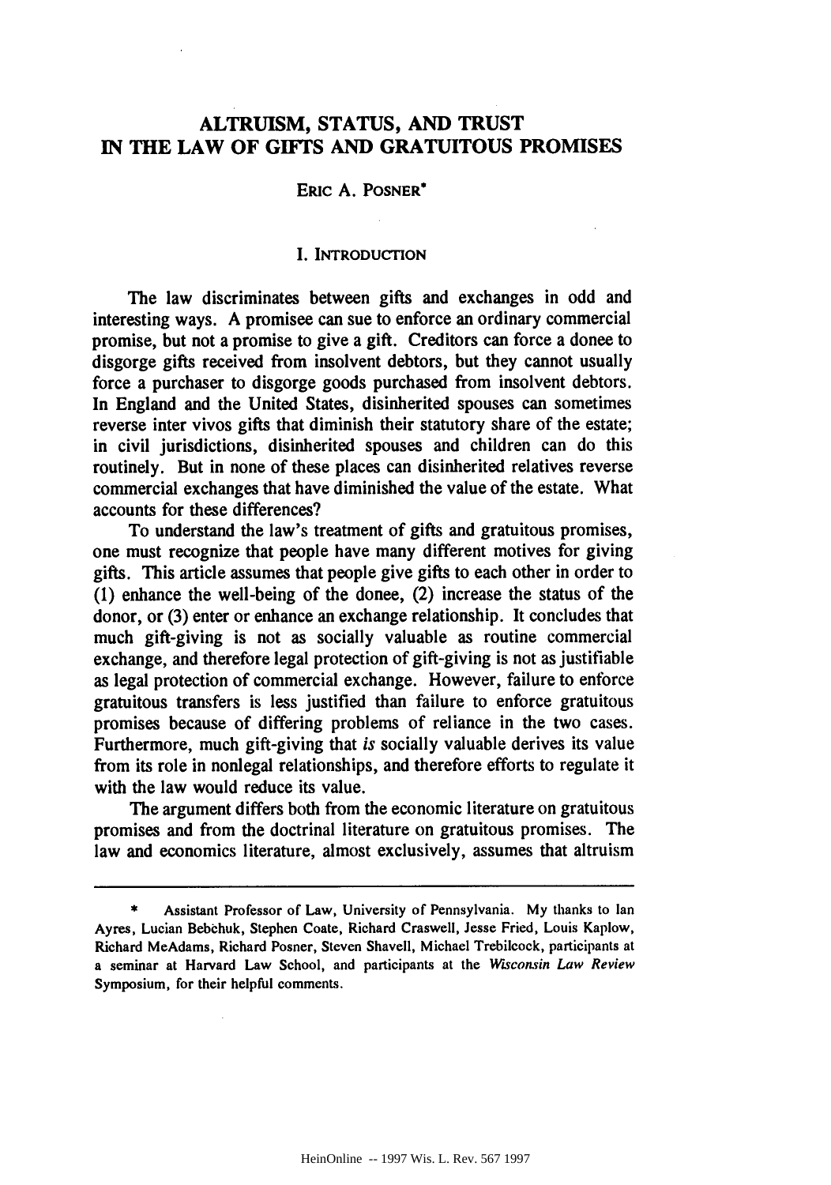# ALTRUISM, STATUS, AND TRUST IN THE LAW OF GIFTS AND GRATUITOUS PROMISES

ERIC A. POSNER*

## I. INTRODUCTION

The law discriminates between gifts and exchanges in odd and interesting ways. A promisee can sue to enforce an ordinary commercial promise, but not a promise to give a gift. Creditors can force a donee to disgorge gifts received from insolvent debtors, but they cannot usually force a purchaser to disgorge goods purchased from insolvent debtors. In England and the United States, disinherited spouses can sometimes reverse inter vivos gifts that diminish their statutory share of the estate; in civil jurisdictions, disinherited spouses and children can do this routinely. But in none of these places can disinherited relatives reverse commercial exchanges that have diminished the value of the estate. What accounts for these differences?

To understand the law's treatment of gifts and gratuitous promises, one must recognize that people have many different motives for giving gifts. This article assumes that people give gifts to each other in order to (1) enhance the well-being of the donee, (2) increase the status of the donor, or (3) enter or enhance an exchange relationship. It concludes that much gift-giving is not as socially valuable as routine commercial exchange, and therefore legal protection of gift-giving is not as justifiable as legal protection of commercial exchange. However, failure to enforce gratuitous transfers is less justified than failure to enforce gratuitous promises because of differing problems of reliance in the two cases. Furthermore, much gift-giving that *is* socially valuable derives its value from its role in nonlegal relationships, and therefore efforts to regulate it with the law would reduce its value.

The argument differs both from the economic literature on gratuitous promises and from the doctrinal literature on gratuitous promises. The law and economics literature, almost exclusively, assumes that altruism

---

\* Assistant Professor of Law, University of Pennsylvania. My thanks to Ian Ayres, Lucian Bebchuk, Stephen Coate, Richard Craswell, Jesse Fried, Louis Kaplow, Richard McAdams, Richard Posner, Steven Shavell, Michael Trebilcock, participants at a seminar at Harvard Law School, and participants at the *Wisconsin Law Review* Symposium, for their helpful comments.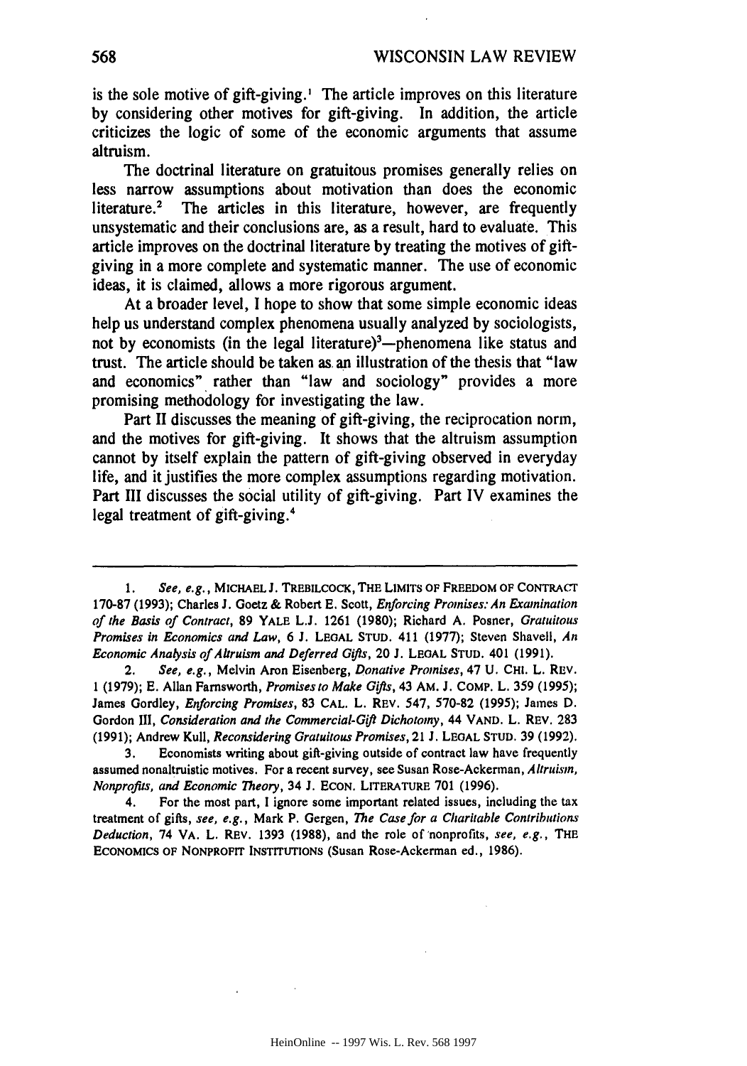is the sole motive of gift-giving.[1] The article improves on this literature by considering other motives for gift-giving. In addition, the article criticizes the logic of some of the economic arguments that assume altruism.

The doctrinal literature on gratuitous promises generally relies on less narrow assumptions about motivation than does the economic literature.[2] The articles in this literature, however, are frequently unsystematic and their conclusions are, as a result, hard to evaluate. This article improves on the doctrinal literature by treating the motives of gift-giving in a more complete and systematic manner. The use of economic ideas, it is claimed, allows a more rigorous argument.

At a broader level, I hope to show that some simple economic ideas help us understand complex phenomena usually analyzed by sociologists, not by economists (in the legal literature)[3]—phenomena like status and trust. The article should be taken as an illustration of the thesis that "law and economics" rather than "law and sociology" provides a more promising methodology for investigating the law.

Part II discusses the meaning of gift-giving, the reciprocation norm, and the motives for gift-giving. It shows that the altruism assumption cannot by itself explain the pattern of gift-giving observed in everyday life, and it justifies the more complex assumptions regarding motivation. Part III discusses the social utility of gift-giving. Part IV examines the legal treatment of gift-giving.[4]

---

1. *See, e.g.*, MICHAEL J. TREBILCOCK, THE LIMITS OF FREEDOM OF CONTRACT 170-87 (1993); Charles J. Goetz & Robert E. Scott, *Enforcing Promises: An Examination of the Basis of Contract*, 89 YALE L.J. 1261 (1980); Richard A. Posner, *Gratuitous Promises in Economics and Law*, 6 J. LEGAL STUD. 411 (1977); Steven Shavell, *An Economic Analysis of Altruism and Deferred Gifts*, 20 J. LEGAL STUD. 401 (1991).

2. *See, e.g.*, Melvin Aron Eisenberg, *Donative Promises*, 47 U. CHI. L. REV. 1 (1979); E. Allan Farnsworth, *Promises to Make Gifts*, 43 AM. J. COMP. L. 359 (1995); James Gordley, *Enforcing Promises*, 83 CAL. L. REV. 547, 570-82 (1995); James D. Gordon III, *Consideration and the Commercial-Gift Dichotomy*, 44 VAND. L. REV. 283 (1991); Andrew Kull, *Reconsidering Gratuitous Promises*, 21 J. LEGAL STUD. 39 (1992).

3. Economists writing about gift-giving outside of contract law have frequently assumed nonaltruistic motives. For a recent survey, see Susan Rose-Ackerman, *Altruism, Nonprofits, and Economic Theory*, 34 J. ECON. LITERATURE 701 (1996).

4. For the most part, I ignore some important related issues, including the tax treatment of gifts, *see, e.g.*, Mark P. Gergen, *The Case for a Charitable Contributions Deduction*, 74 VA. L. REV. 1393 (1988), and the role of nonprofits, *see, e.g.*, THE ECONOMICS OF NONPROFIT INSTITUTIONS (Susan Rose-Ackerman ed., 1986).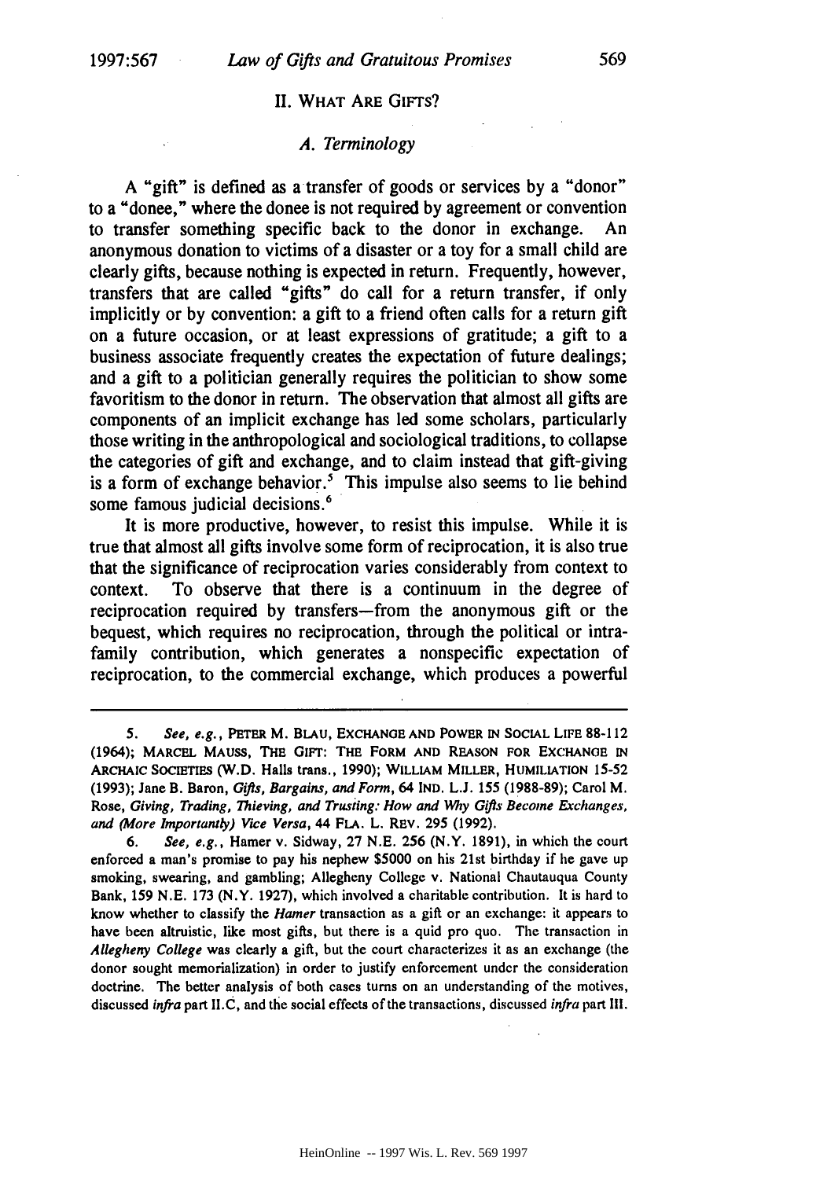## II. WHAT ARE GIFTS?

### *A. Terminology*

A "gift" is defined as a transfer of goods or services by a "donor" to a "donee," where the donee is not required by agreement or convention to transfer something specific back to the donor in exchange. An anonymous donation to victims of a disaster or a toy for a small child are clearly gifts, because nothing is expected in return. Frequently, however, transfers that are called "gifts" do call for a return transfer, if only implicitly or by convention: a gift to a friend often calls for a return gift on a future occasion, or at least expressions of gratitude; a gift to a business associate frequently creates the expectation of future dealings; and a gift to a politician generally requires the politician to show some favoritism to the donor in return. The observation that almost all gifts are components of an implicit exchange has led some scholars, particularly those writing in the anthropological and sociological traditions, to collapse the categories of gift and exchange, and to claim instead that gift-giving is a form of exchange behavior.[5] This impulse also seems to lie behind some famous judicial decisions.[6]

It is more productive, however, to resist this impulse. While it is true that almost all gifts involve some form of reciprocation, it is also true that the significance of reciprocation varies considerably from context to context. To observe that there is a continuum in the degree of reciprocation required by transfers—from the anonymous gift or the bequest, which requires no reciprocation, through the political or intra-family contribution, which generates a nonspecific expectation of reciprocation, to the commercial exchange, which produces a powerful

---

5. *See, e.g.*, PETER M. BLAU, EXCHANGE AND POWER IN SOCIAL LIFE 88-112 (1964); MARCEL MAUSS, THE GIFT: THE FORM AND REASON FOR EXCHANGE IN ARCHAIC SOCIETIES (W.D. Halls trans., 1990); WILLIAM MILLER, HUMILIATION 15-52 (1993); Jane B. Baron, *Gifts, Bargains, and Form*, 64 IND. L.J. 155 (1988-89); Carol M. Rose, *Giving, Trading, Thieving, and Trusting: How and Why Gifts Become Exchanges, and (More Importantly) Vice Versa*, 44 FLA. L. REV. 295 (1992).

6. *See, e.g.*, Hamer v. Sidway, 27 N.E. 256 (N.Y. 1891), in which the court enforced a man's promise to pay his nephew $5000 on his 21st birthday if he gave up smoking, swearing, and gambling; Allegheny College v. National Chautauqua County Bank, 159 N.E. 173 (N.Y. 1927), which involved a charitable contribution. It is hard to know whether to classify the *Hamer* transaction as a gift or an exchange: it appears to have been altruistic, like most gifts, but there is a quid pro quo. The transaction in *Allegheny College* was clearly a gift, but the court characterizes it as an exchange (the donor sought memorialization) in order to justify enforcement under the consideration doctrine. The better analysis of both cases turns on an understanding of the motives, discussed *infra* part II.C, and the social effects of the transactions, discussed *infra* part III.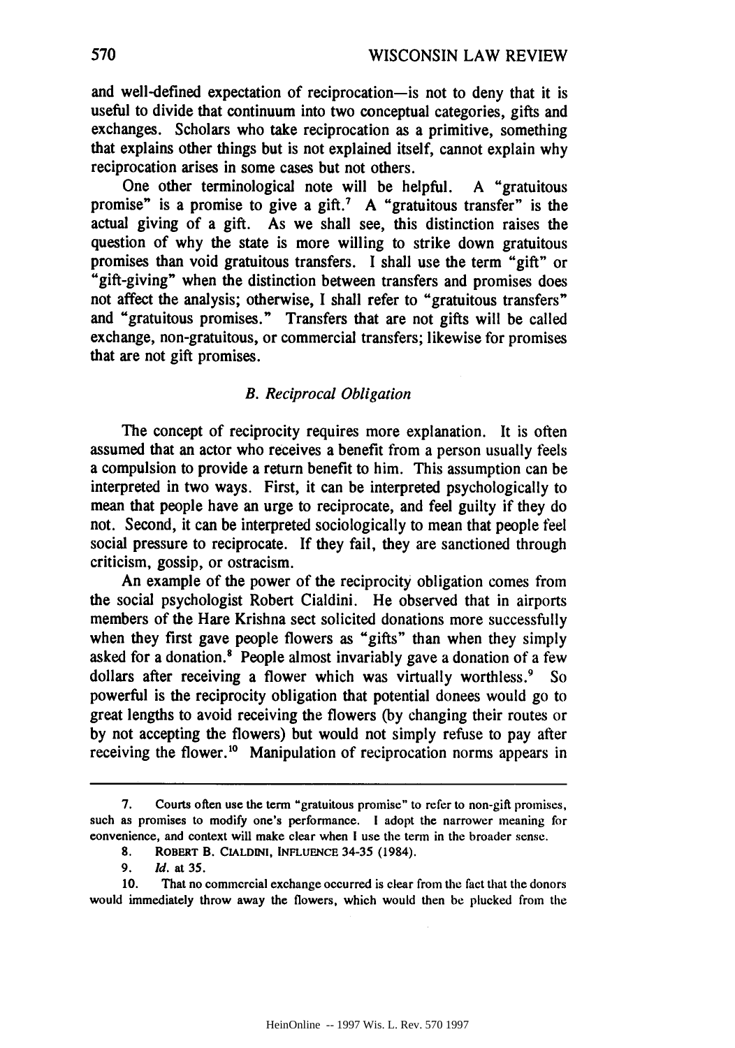and well-defined expectation of reciprocation—is not to deny that it is useful to divide that continuum into two conceptual categories, gifts and exchanges. Scholars who take reciprocation as a primitive, something that explains other things but is not explained itself, cannot explain why reciprocation arises in some cases but not others.

One other terminological note will be helpful. A "gratuitous promise" is a promise to give a gift.[7] A "gratuitous transfer" is the actual giving of a gift. As we shall see, this distinction raises the question of why the state is more willing to strike down gratuitous promises than void gratuitous transfers. I shall use the term "gift" or "gift-giving" when the distinction between transfers and promises does not affect the analysis; otherwise, I shall refer to "gratuitous transfers" and "gratuitous promises." Transfers that are not gifts will be called exchange, non-gratuitous, or commercial transfers; likewise for promises that are not gift promises.

### *B. Reciprocal Obligation*

The concept of reciprocity requires more explanation. It is often assumed that an actor who receives a benefit from a person usually feels a compulsion to provide a return benefit to him. This assumption can be interpreted in two ways. First, it can be interpreted psychologically to mean that people have an urge to reciprocate, and feel guilty if they do not. Second, it can be interpreted sociologically to mean that people feel social pressure to reciprocate. If they fail, they are sanctioned through criticism, gossip, or ostracism.

An example of the power of the reciprocity obligation comes from the social psychologist Robert Cialdini. He observed that in airports members of the Hare Krishna sect solicited donations more successfully when they first gave people flowers as "gifts" than when they simply asked for a donation.[8] People almost invariably gave a donation of a few dollars after receiving a flower which was virtually worthless.[9] So powerful is the reciprocity obligation that potential donees would go to great lengths to avoid receiving the flowers (by changing their routes or by not accepting the flowers) but would not simply refuse to pay after receiving the flower.[10] Manipulation of reciprocation norms appears in

---

7. Courts often use the term "gratuitous promise" to refer to non-gift promises, such as promises to modify one's performance. I adopt the narrower meaning for convenience, and context will make clear when I use the term in the broader sense.

8. ROBERT B. CIALDINI, INFLUENCE 34-35 (1984).

9. *Id.* at 35.

10. That no commercial exchange occurred is clear from the fact that the donors would immediately throw away the flowers, which would then be plucked from the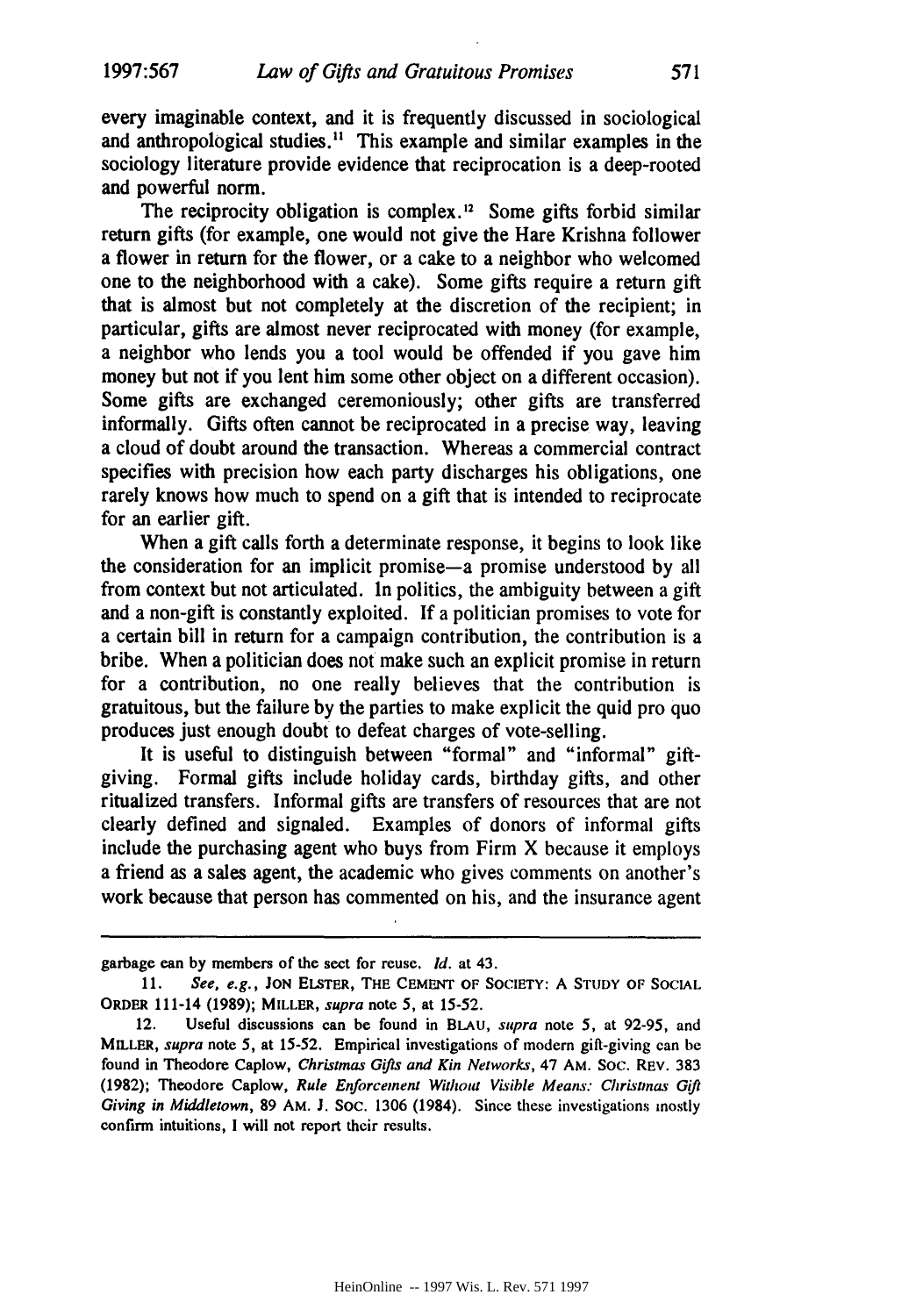every imaginable context, and it is frequently discussed in sociological and anthropological studies.[11] This example and similar examples in the sociology literature provide evidence that reciprocation is a deep-rooted and powerful norm.

The reciprocity obligation is complex.[12] Some gifts forbid similar return gifts (for example, one would not give the Hare Krishna follower a flower in return for the flower, or a cake to a neighbor who welcomed one to the neighborhood with a cake). Some gifts require a return gift that is almost but not completely at the discretion of the recipient; in particular, gifts are almost never reciprocated with money (for example, a neighbor who lends you a tool would be offended if you gave him money but not if you lent him some other object on a different occasion). Some gifts are exchanged ceremoniously; other gifts are transferred informally. Gifts often cannot be reciprocated in a precise way, leaving a cloud of doubt around the transaction. Whereas a commercial contract specifies with precision how each party discharges his obligations, one rarely knows how much to spend on a gift that is intended to reciprocate for an earlier gift.

When a gift calls forth a determinate response, it begins to look like the consideration for an implicit promise—a promise understood by all from context but not articulated. In politics, the ambiguity between a gift and a non-gift is constantly exploited. If a politician promises to vote for a certain bill in return for a campaign contribution, the contribution is a bribe. When a politician does not make such an explicit promise in return for a contribution, no one really believes that the contribution is gratuitous, but the failure by the parties to make explicit the quid pro quo produces just enough doubt to defeat charges of vote-selling.

It is useful to distinguish between "formal" and "informal" gift-giving. Formal gifts include holiday cards, birthday gifts, and other ritualized transfers. Informal gifts are transfers of resources that are not clearly defined and signaled. Examples of donors of informal gifts include the purchasing agent who buys from Firm X because it employs a friend as a sales agent, the academic who gives comments on another's work because that person has commented on his, and the insurance agent

---

garbage can by members of the sect for reuse. *Id.* at 43.

11. *See, e.g.*, JON ELSTER, THE CEMENT OF SOCIETY: A STUDY OF SOCIAL ORDER 111-14 (1989); MILLER, *supra* note 5, at 15-52.

12. Useful discussions can be found in BLAU, *supra* note 5, at 92-95, and MILLER, *supra* note 5, at 15-52. Empirical investigations of modern gift-giving can be found in Theodore Caplow, *Christmas Gifts and Kin Networks*, 47 AM. SOC. REV. 383 (1982); Theodore Caplow, *Rule Enforcement Without Visible Means: Christmas Gift Giving in Middletown*, 89 AM. J. SOC. 1306 (1984). Since these investigations mostly confirm intuitions, I will not report their results.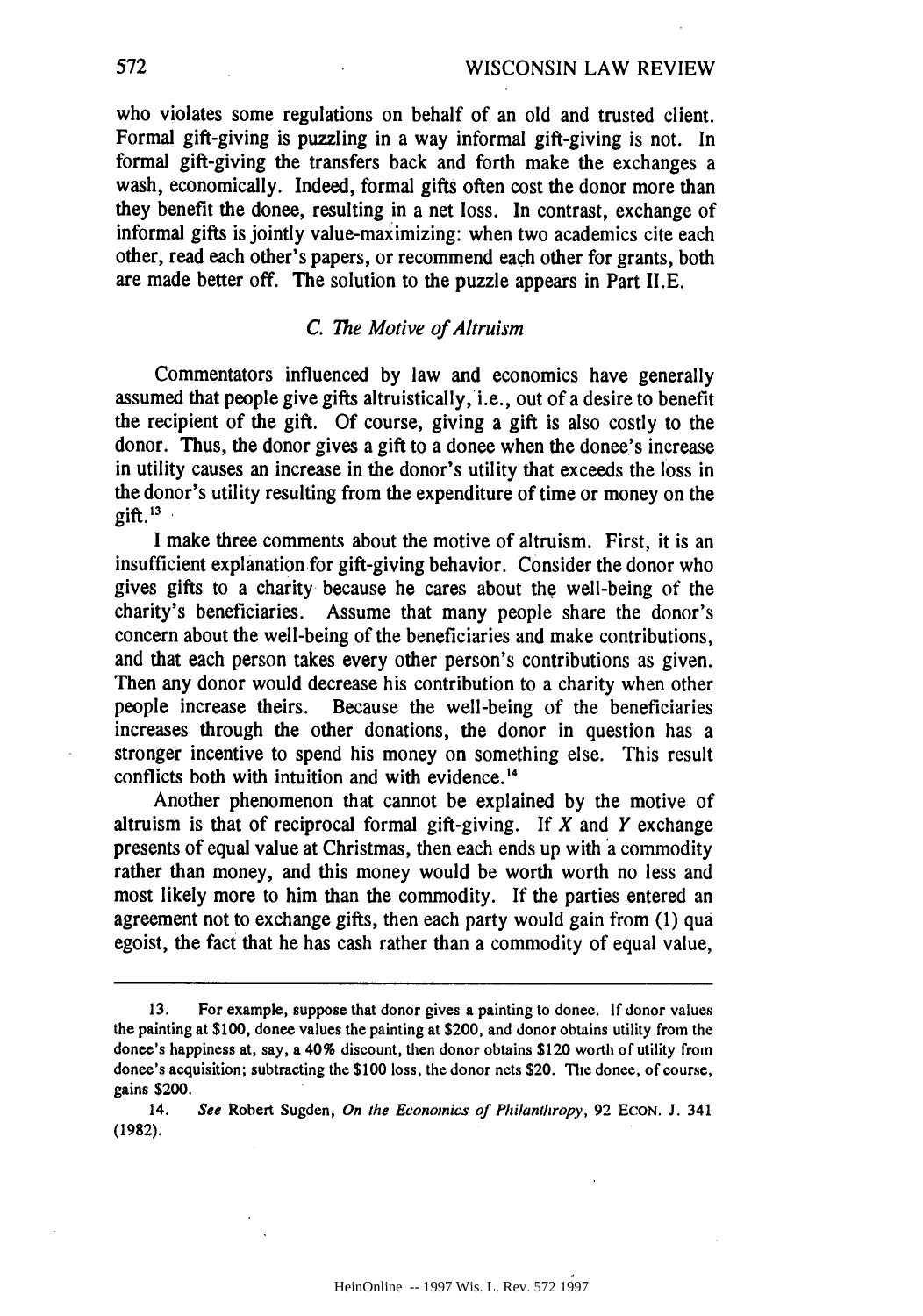who violates some regulations on behalf of an old and trusted client. Formal gift-giving is puzzling in a way informal gift-giving is not. In formal gift-giving the transfers back and forth make the exchanges a wash, economically. Indeed, formal gifts often cost the donor more than they benefit the donee, resulting in a net loss. In contrast, exchange of informal gifts is jointly value-maximizing: when two academics cite each other, read each other's papers, or recommend each other for grants, both are made better off. The solution to the puzzle appears in Part II.E.

### C. *The Motive of Altruism*

Commentators influenced by law and economics have generally assumed that people give gifts altruistically, i.e., out of a desire to benefit the recipient of the gift. Of course, giving a gift is also costly to the donor. Thus, the donor gives a gift to a donee when the donee's increase in utility causes an increase in the donor's utility that exceeds the loss in the donor's utility resulting from the expenditure of time or money on the gift.[13]

I make three comments about the motive of altruism. First, it is an insufficient explanation for gift-giving behavior. Consider the donor who gives gifts to a charity because he cares about the well-being of the charity's beneficiaries. Assume that many people share the donor's concern about the well-being of the beneficiaries and make contributions, and that each person takes every other person's contributions as given. Then any donor would decrease his contribution to a charity when other people increase theirs. Because the well-being of the beneficiaries increases through the other donations, the donor in question has a stronger incentive to spend his money on something else. This result conflicts both with intuition and with evidence.[14]

Another phenomenon that cannot be explained by the motive of altruism is that of reciprocal formal gift-giving. If *X* and *Y* exchange presents of equal value at Christmas, then each ends up with a commodity rather than money, and this money would be worth worth no less and most likely more to him than the commodity. If the parties entered an agreement not to exchange gifts, then each party would gain from (1) quà egoist, the fact that he has cash rather than a commodity of equal value,

---

13. For example, suppose that donor gives a painting to donee. If donor values the painting at $100, donee values the painting at $200, and donor obtains utility from the donee's happiness at, say, a 40% discount, then donor obtains $120 worth of utility from donee's acquisition; subtracting the $100 loss, the donor nets $20. The donee, of course, gains $200.

14. *See* Robert Sugden, *On the Economics of Philanthropy*, 92 ECON. J. 341 (1982).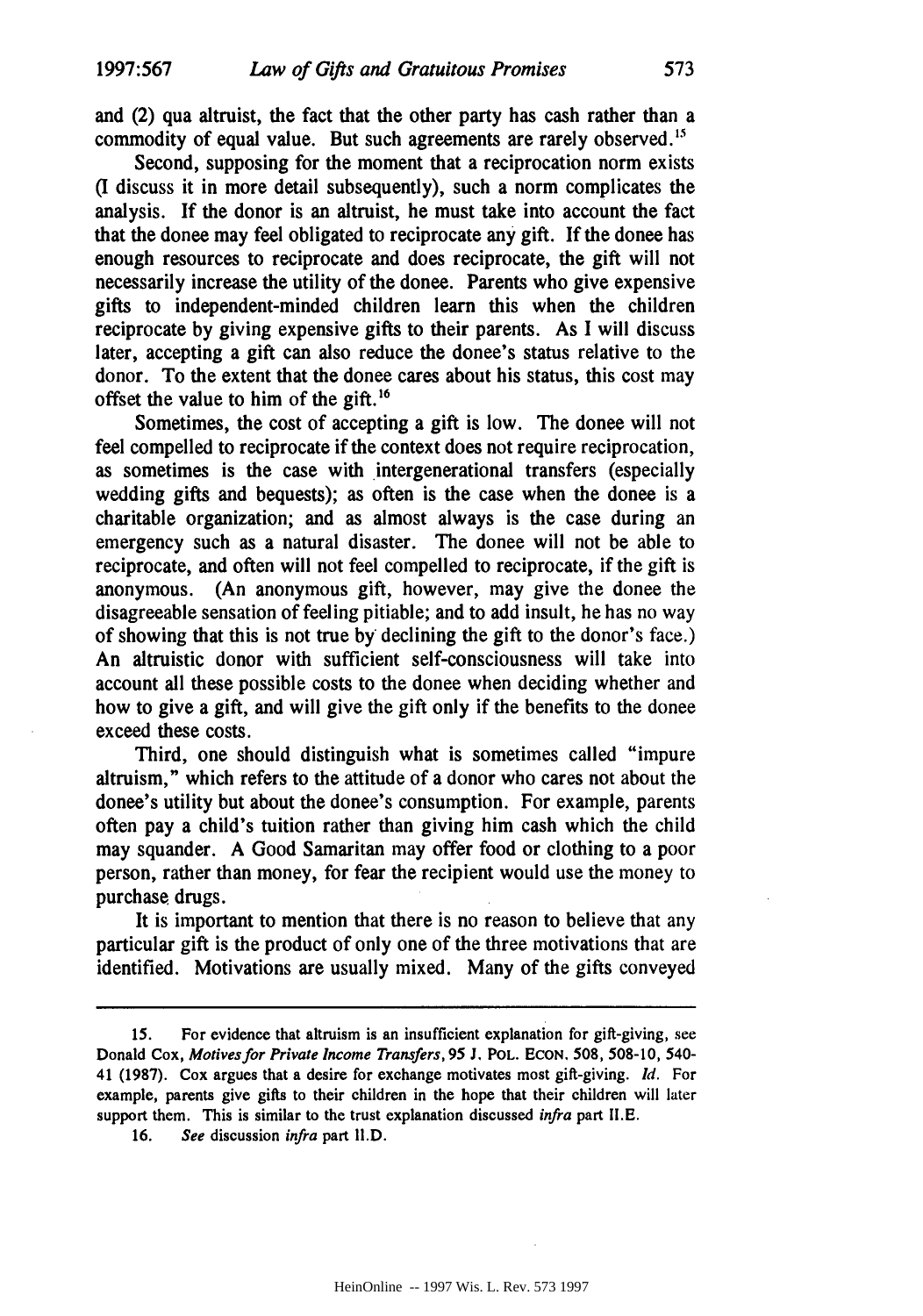and (2) qua altruist, the fact that the other party has cash rather than a commodity of equal value. But such agreements are rarely observed.[15]

Second, supposing for the moment that a reciprocation norm exists (I discuss it in more detail subsequently), such a norm complicates the analysis. If the donor is an altruist, he must take into account the fact that the donee may feel obligated to reciprocate any gift. If the donee has enough resources to reciprocate and does reciprocate, the gift will not necessarily increase the utility of the donee. Parents who give expensive gifts to independent-minded children learn this when the children reciprocate by giving expensive gifts to their parents. As I will discuss later, accepting a gift can also reduce the donee's status relative to the donor. To the extent that the donee cares about his status, this cost may offset the value to him of the gift.[16]

Sometimes, the cost of accepting a gift is low. The donee will not feel compelled to reciprocate if the context does not require reciprocation, as sometimes is the case with intergenerational transfers (especially wedding gifts and bequests); as often is the case when the donee is a charitable organization; and as almost always is the case during an emergency such as a natural disaster. The donee will not be able to reciprocate, and often will not feel compelled to reciprocate, if the gift is anonymous. (An anonymous gift, however, may give the donee the disagreeable sensation of feeling pitiable; and to add insult, he has no way of showing that this is not true by declining the gift to the donor's face.) An altruistic donor with sufficient self-consciousness will take into account all these possible costs to the donee when deciding whether and how to give a gift, and will give the gift only if the benefits to the donee exceed these costs.

Third, one should distinguish what is sometimes called "impure altruism," which refers to the attitude of a donor who cares not about the donee's utility but about the donee's consumption. For example, parents often pay a child's tuition rather than giving him cash which the child may squander. A Good Samaritan may offer food or clothing to a poor person, rather than money, for fear the recipient would use the money to purchase drugs.

It is important to mention that there is no reason to believe that any particular gift is the product of only one of the three motivations that are identified. Motivations are usually mixed. Many of the gifts conveyed

---

15. For evidence that altruism is an insufficient explanation for gift-giving, see Donald Cox, *Motives for Private Income Transfers*, 95 J. POL. ECON. 508, 508-10, 540-41 (1987). Cox argues that a desire for exchange motivates most gift-giving. *Id.* For example, parents give gifts to their children in the hope that their children will later support them. This is similar to the trust explanation discussed *infra* part II.E.

16. *See* discussion *infra* part II.D.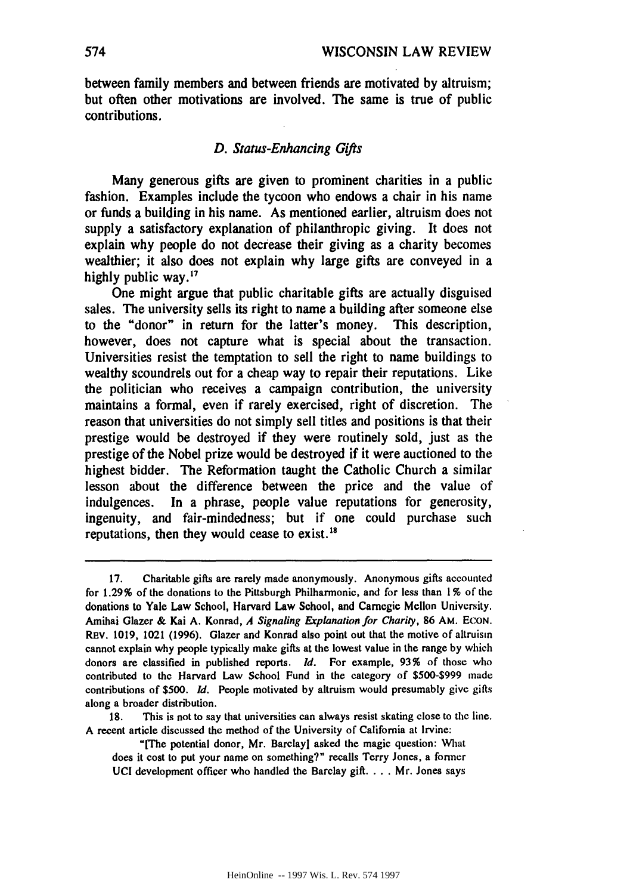between family members and between friends are motivated by altruism; but often other motivations are involved. The same is true of public contributions.

### *D. Status-Enhancing Gifts*

Many generous gifts are given to prominent charities in a public fashion. Examples include the tycoon who endows a chair in his name or funds a building in his name. As mentioned earlier, altruism does not supply a satisfactory explanation of philanthropic giving. It does not explain why people do not decrease their giving as a charity becomes wealthier; it also does not explain why large gifts are conveyed in a highly public way.[17]

One might argue that public charitable gifts are actually disguised sales. The university sells its right to name a building after someone else to the "donor" in return for the latter's money. This description, however, does not capture what is special about the transaction. Universities resist the temptation to sell the right to name buildings to wealthy scoundrels out for a cheap way to repair their reputations. Like the politician who receives a campaign contribution, the university maintains a formal, even if rarely exercised, right of discretion. The reason that universities do not simply sell titles and positions is that their prestige would be destroyed if they were routinely sold, just as the prestige of the Nobel prize would be destroyed if it were auctioned to the highest bidder. The Reformation taught the Catholic Church a similar lesson about the difference between the price and the value of indulgences. In a phrase, people value reputations for generosity, ingenuity, and fair-mindedness; but if one could purchase such reputations, then they would cease to exist.[18]

---

17. Charitable gifts are rarely made anonymously. Anonymous gifts accounted for 1.29% of the donations to the Pittsburgh Philharmonic, and for less than 1% of the donations to Yale Law School, Harvard Law School, and Carnegie Mellon University. Amihai Glazer & Kai A. Konrad, *A Signaling Explanation for Charity*, 86 AM. ECON. REV. 1019, 1021 (1996). Glazer and Konrad also point out that the motive of altruism cannot explain why people typically make gifts at the lowest value in the range by which donors are classified in published reports. *Id.* For example, 93% of those who contributed to the Harvard Law School Fund in the category of $500-$999 made contributions of $500. *Id.* People motivated by altruism would presumably give gifts along a broader distribution.

18. This is not to say that universities can always resist skating close to the line. A recent article discussed the method of the University of California at Irvine:

> "[The potential donor, Mr. Barclay] asked the magic question: What does it cost to put your name on something?" recalls Terry Jones, a former UCI development officer who handled the Barclay gift. . . . Mr. Jones says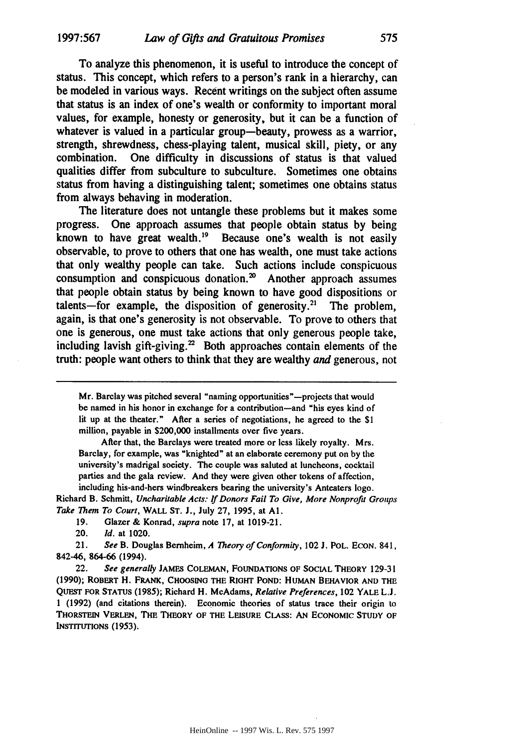To analyze this phenomenon, it is useful to introduce the concept of status. This concept, which refers to a person's rank in a hierarchy, can be modeled in various ways. Recent writings on the subject often assume that status is an index of one's wealth or conformity to important moral values, for example, honesty or generosity, but it can be a function of whatever is valued in a particular group—beauty, prowess as a warrior, strength, shrewdness, chess-playing talent, musical skill, piety, or any combination. One difficulty in discussions of status is that valued qualities differ from subculture to subculture. Sometimes one obtains status from having a distinguishing talent; sometimes one obtains status from always behaving in moderation.

The literature does not untangle these problems but it makes some progress. One approach assumes that people obtain status by being known to have great wealth.[19] Because one's wealth is not easily observable, to prove to others that one has wealth, one must take actions that only wealthy people can take. Such actions include conspicuous consumption and conspicuous donation.[20] Another approach assumes that people obtain status by being known to have good dispositions or talents—for example, the disposition of generosity.[21] The problem, again, is that one's generosity is not observable. To prove to others that one is generous, one must take actions that only generous people take, including lavish gift-giving.[22] Both approaches contain elements of the truth: people want others to think that they are wealthy *and* generous, not

---

> Mr. Barclay was pitched several "naming opportunities"—projects that would be named in his honor in exchange for a contribution—and "his eyes kind of lit up at the theater." After a series of negotiations, he agreed to the $1 million, payable in $200,000 installments over five years.
>
> After that, the Barclays were treated more or less likely royalty. Mrs. Barclay, for example, was "knighted" at an elaborate ceremony put on by the university's madrigal society. The couple was saluted at luncheons, cocktail parties and the gala review. And they were given other tokens of affection, including his-and-hers windbreakers bearing the university's Anteaters logo.

Richard B. Schmitt, *Uncharitable Acts: If Donors Fail To Give, More Nonprofit Groups Take Them To Court*, WALL ST. J., July 27, 1995, at A1.

19. Glazer & Konrad, *supra* note 17, at 1019-21.

20. *Id.* at 1020.

21. *See* B. Douglas Bernheim, *A Theory of Conformity*, 102 J. POL. ECON. 841, 842-46, 864-66 (1994).

22. *See generally* JAMES COLEMAN, FOUNDATIONS OF SOCIAL THEORY 129-31 (1990); ROBERT H. FRANK, CHOOSING THE RIGHT POND: HUMAN BEHAVIOR AND THE QUEST FOR STATUS (1985); Richard H. McAdams, *Relative Preferences*, 102 YALE L.J. 1 (1992) (and citations therein). Economic theories of status trace their origin to THORSTEIN VEBLEN, THE THEORY OF THE LEISURE CLASS: AN ECONOMIC STUDY OF INSTITUTIONS (1953).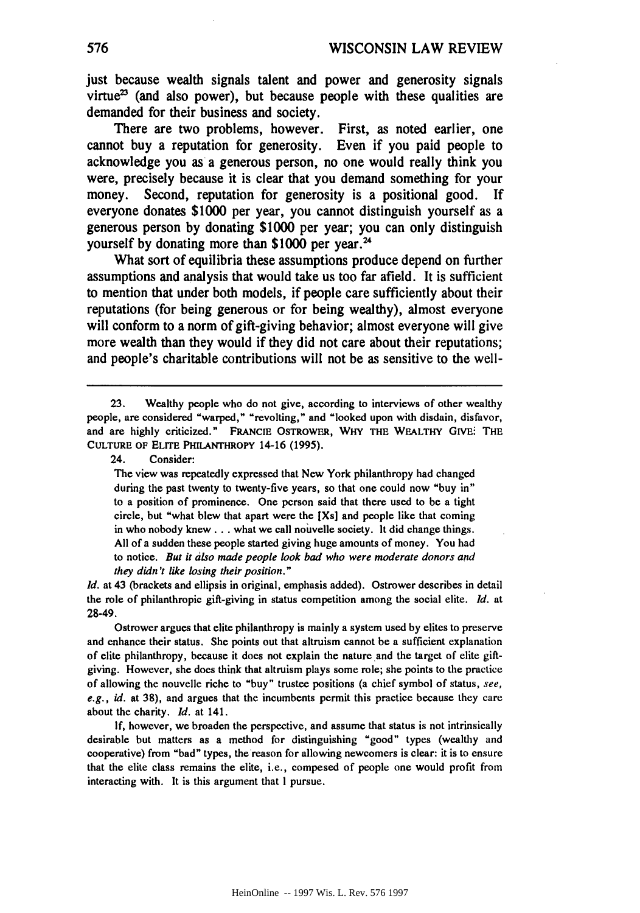just because wealth signals talent and power and generosity signals virtue[23] (and also power), but because people with these qualities are demanded for their business and society.

There are two problems, however. First, as noted earlier, one cannot buy a reputation for generosity. Even if you paid people to acknowledge you as a generous person, no one would really think you were, precisely because it is clear that you demand something for your money. Second, reputation for generosity is a positional good. If everyone donates $1000 per year, you cannot distinguish yourself as a generous person by donating $1000 per year; you can only distinguish yourself by donating more than $1000 per year.[24]

What sort of equilibria these assumptions produce depend on further assumptions and analysis that would take us too far afield. It is sufficient to mention that under both models, if people care sufficiently about their reputations (for being generous or for being wealthy), almost everyone will conform to a norm of gift-giving behavior; almost everyone will give more wealth than they would if they did not care about their reputations; and people's charitable contributions will not be as sensitive to the well-

---

23. Wealthy people who do not give, according to interviews of other wealthy people, are considered "warped," "revolting," and "looked upon with disdain, disfavor, and are highly criticized." FRANCIE OSTROWER, WHY THE WEALTHY GIVE: THE CULTURE OF ELITE PHILANTHROPY 14-16 (1995).

24. Consider:

> The view was repeatedly expressed that New York philanthropy had changed during the past twenty to twenty-five years, so that one could now "buy in" to a position of prominence. One person said that there used to be a tight circle, but "what blew that apart were the [Xs] and people like that coming in who nobody knew . . . what we call nouvelle society. It did change things. All of a sudden these people started giving huge amounts of money. You had to notice. *But it also made people look bad who were moderate donors and they didn't like losing their position.*"

*Id.* at 43 (brackets and ellipsis in original, emphasis added). Ostrower describes in detail the role of philanthropic gift-giving in status competition among the social elite. *Id.* at 28-49.

Ostrower argues that elite philanthropy is mainly a system used by elites to preserve and enhance their status. She points out that altruism cannot be a sufficient explanation of elite philanthropy, because it does not explain the nature and the target of elite gift-giving. However, she does think that altruism plays some role; she points to the practice of allowing the nouvelle riche to "buy" trustee positions (a chief symbol of status, *see, e.g.*, *id.* at 38), and argues that the incumbents permit this practice because they care about the charity. *Id.* at 141.

If, however, we broaden the perspective, and assume that status is not intrinsically desirable but matters as a method for distinguishing "good" types (wealthy and cooperative) from "bad" types, the reason for allowing newcomers is clear: it is to ensure that the elite class remains the elite, i.e., composed of people one would profit from interacting with. It is this argument that I pursue.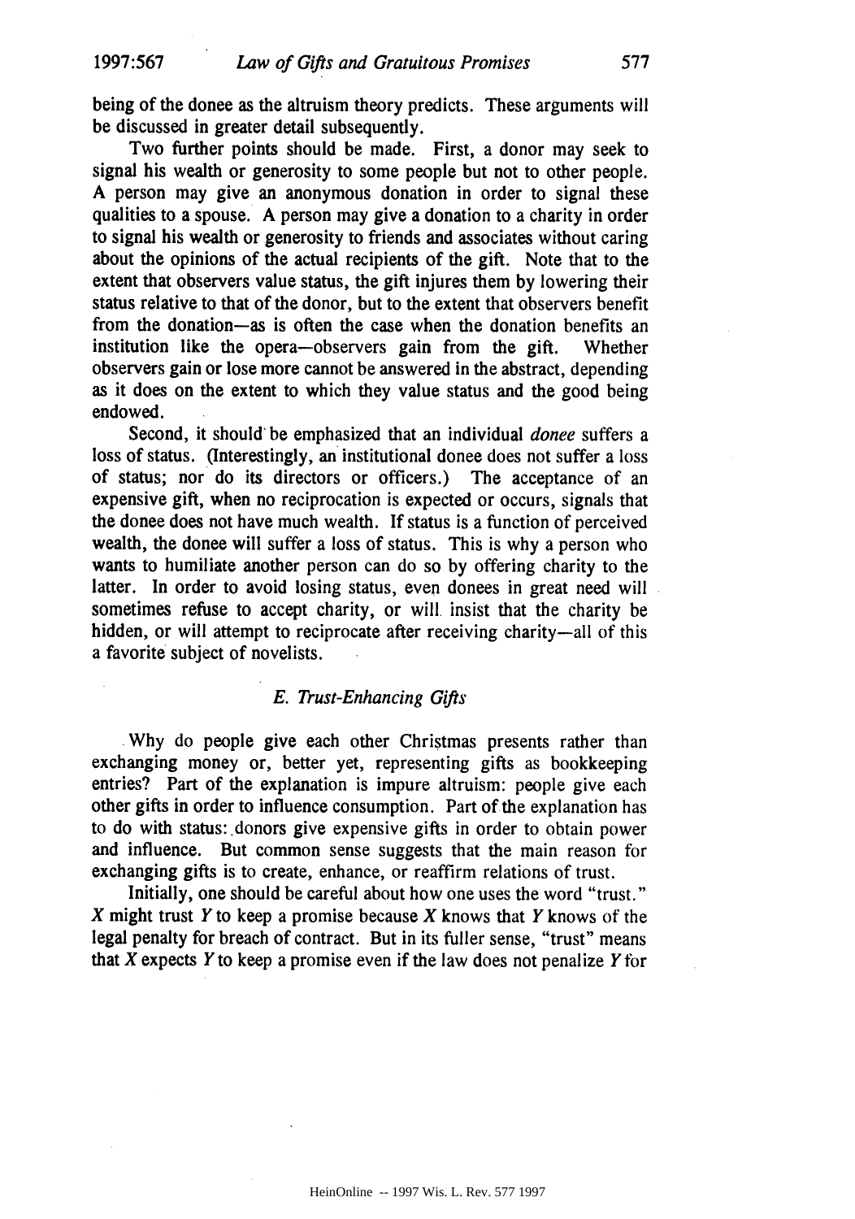being of the donee as the altruism theory predicts. These arguments will be discussed in greater detail subsequently.

Two further points should be made. First, a donor may seek to signal his wealth or generosity to some people but not to other people. A person may give an anonymous donation in order to signal these qualities to a spouse. A person may give a donation to a charity in order to signal his wealth or generosity to friends and associates without caring about the opinions of the actual recipients of the gift. Note that to the extent that observers value status, the gift injures them by lowering their status relative to that of the donor, but to the extent that observers benefit from the donation—as is often the case when the donation benefits an institution like the opera—observers gain from the gift. Whether observers gain or lose more cannot be answered in the abstract, depending as it does on the extent to which they value status and the good being endowed.

Second, it should be emphasized that an individual *donee* suffers a loss of status. (Interestingly, an institutional donee does not suffer a loss of status; nor do its directors or officers.) The acceptance of an expensive gift, when no reciprocation is expected or occurs, signals that the donee does not have much wealth. If status is a function of perceived wealth, the donee will suffer a loss of status. This is why a person who wants to humiliate another person can do so by offering charity to the latter. In order to avoid losing status, even donees in great need will sometimes refuse to accept charity, or will insist that the charity be hidden, or will attempt to reciprocate after receiving charity—all of this a favorite subject of novelists.

### *E. Trust-Enhancing Gifts*

Why do people give each other Christmas presents rather than exchanging money or, better yet, representing gifts as bookkeeping entries? Part of the explanation is impure altruism: people give each other gifts in order to influence consumption. Part of the explanation has to do with status: donors give expensive gifts in order to obtain power and influence. But common sense suggests that the main reason for exchanging gifts is to create, enhance, or reaffirm relations of trust.

Initially, one should be careful about how one uses the word "trust." *X* might trust *Y* to keep a promise because *X* knows that *Y* knows of the legal penalty for breach of contract. But in its fuller sense, "trust" means that *X* expects *Y* to keep a promise even if the law does not penalize *Y* for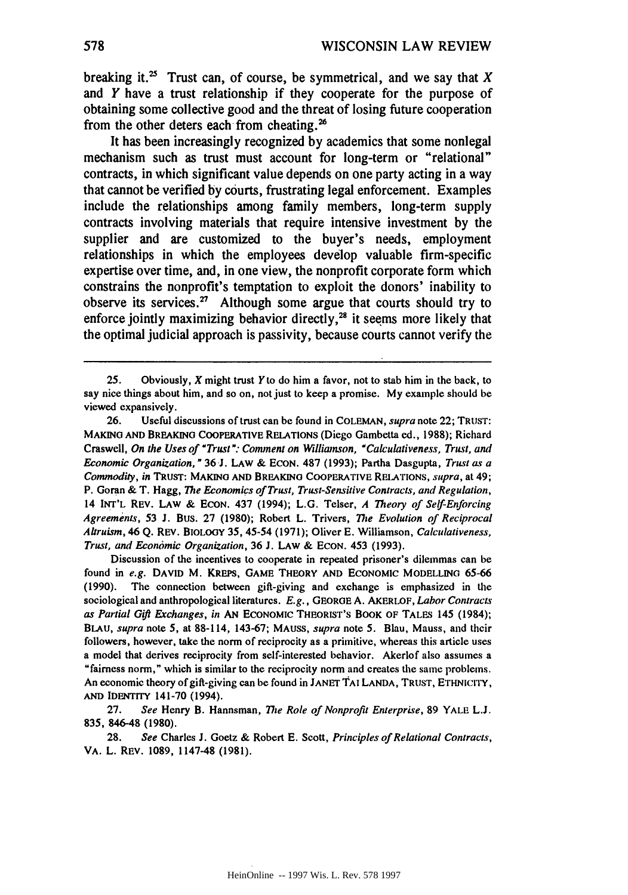breaking it.[25] Trust can, of course, be symmetrical, and we say that $X$ and $Y$ have a trust relationship if they cooperate for the purpose of obtaining some collective good and the threat of losing future cooperation from the other deters each from cheating.[26]

It has been increasingly recognized by academics that some nonlegal mechanism such as trust must account for long-term or "relational" contracts, in which significant value depends on one party acting in a way that cannot be verified by courts, frustrating legal enforcement. Examples include the relationships among family members, long-term supply contracts involving materials that require intensive investment by the supplier and are customized to the buyer's needs, employment relationships in which the employees develop valuable firm-specific expertise over time, and, in one view, the nonprofit corporate form which constrains the nonprofit's temptation to exploit the donors' inability to observe its services.[27] Although some argue that courts should try to enforce jointly maximizing behavior directly,[28] it seems more likely that the optimal judicial approach is passivity, because courts cannot verify the

---

25. Obviously, $X$ might trust $Y$ to do him a favor, not to stab him in the back, to say nice things about him, and so on, not just to keep a promise. My example should be viewed expansively.

26. Useful discussions of trust can be found in COLEMAN, *supra* note 22; TRUST: MAKING AND BREAKING COOPERATIVE RELATIONS (Diego Gambetta ed., 1988); Richard Craswell, *On the Uses of "Trust": Comment on Williamson, "Calculativeness, Trust, and Economic Organization,"* 36 J. LAW & ECON. 487 (1993); Partha Dasgupta, *Trust as a Commodity*, *in* TRUST: MAKING AND BREAKING COOPERATIVE RELATIONS, *supra*, at 49; P. Goran & T. Hagg, *The Economics of Trust, Trust-Sensitive Contracts, and Regulation*, 14 INT'L REV. LAW & ECON. 437 (1994); L.G. Telser, *A Theory of Self-Enforcing Agreements*, 53 J. BUS. 27 (1980); Robert L. Trivers, *The Evolution of Reciprocal Altruism*, 46 Q. REV. BIOLOGY 35, 45-54 (1971); Oliver E. Williamson, *Calculativeness, Trust, and Economic Organization*, 36 J. LAW & ECON. 453 (1993).

Discussion of the incentives to cooperate in repeated prisoner's dilemmas can be found in *e.g.* DAVID M. KREPS, GAME THEORY AND ECONOMIC MODELLING 65-66 (1990). The connection between gift-giving and exchange is emphasized in the sociological and anthropological literatures. *E.g.*, GEORGE A. AKERLOF, *Labor Contracts as Partial Gift Exchanges*, *in* AN ECONOMIC THEORIST'S BOOK OF TALES 145 (1984); BLAU, *supra* note 5, at 88-114, 143-67; MAUSS, *supra* note 5. Blau, Mauss, and their followers, however, take the norm of reciprocity as a primitive, whereas this article uses a model that derives reciprocity from self-interested behavior. Akerlof also assumes a "fairness norm," which is similar to the reciprocity norm and creates the same problems. An economic theory of gift-giving can be found in JANET TAI LANDA, TRUST, ETHNICITY, AND IDENTITY 141-70 (1994).

27. *See* Henry B. Hannsman, *The Role of Nonprofit Enterprise*, 89 YALE L.J. 835, 846-48 (1980).

28. *See* Charles J. Goetz & Robert E. Scott, *Principles of Relational Contracts*, VA. L. REV. 1089, 1147-48 (1981).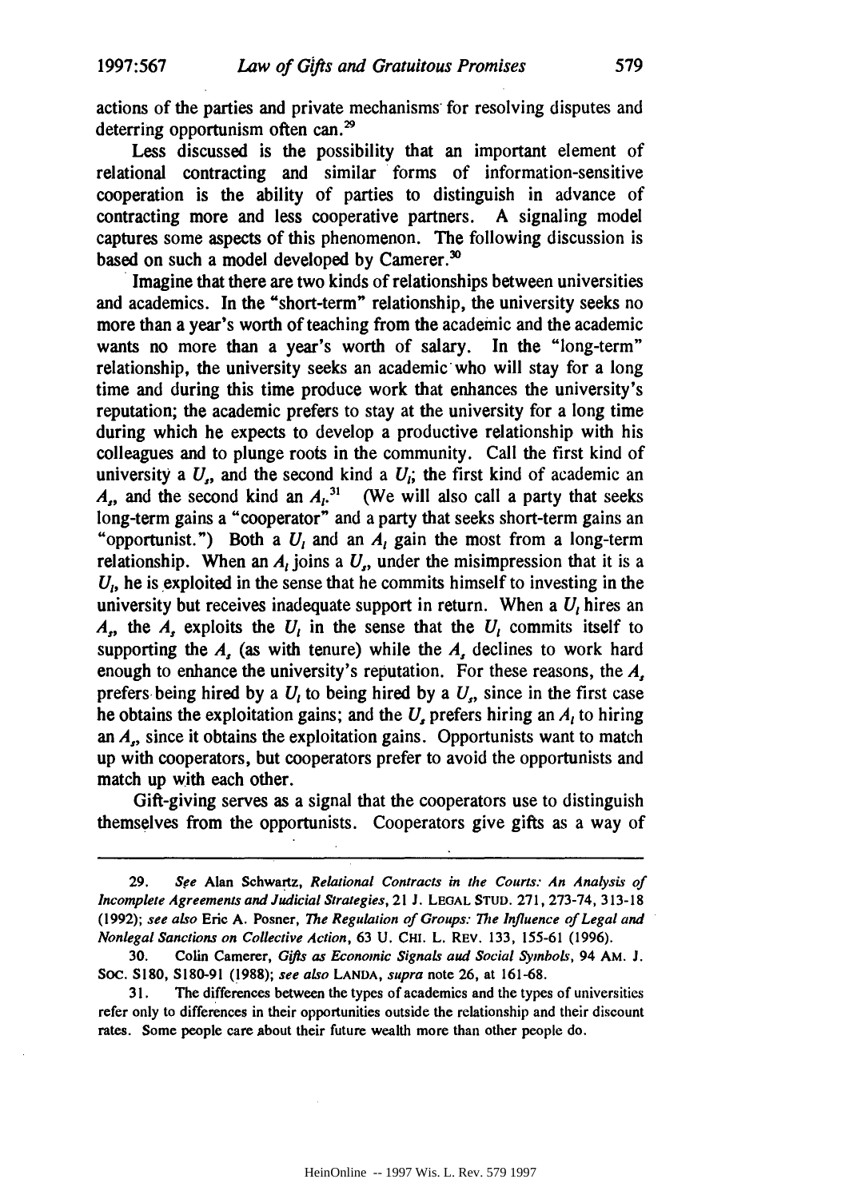actions of the parties and private mechanisms for resolving disputes and deterring opportunism often can.[29]

Less discussed is the possibility that an important element of relational contracting and similar forms of information-sensitive cooperation is the ability of parties to distinguish in advance of contracting more and less cooperative partners. A signaling model captures some aspects of this phenomenon. The following discussion is based on such a model developed by Camerer.[30]

Imagine that there are two kinds of relationships between universities and academics. In the "short-term" relationship, the university seeks no more than a year's worth of teaching from the academic and the academic wants no more than a year's worth of salary. In the "long-term" relationship, the university seeks an academic who will stay for a long time and during this time produce work that enhances the university's reputation; the academic prefers to stay at the university for a long time during which he expects to develop a productive relationship with his colleagues and to plunge roots in the community. Call the first kind of university a $U_s$, and the second kind a $U_l$; the first kind of academic an $A_s$, and the second kind an $A_l$.[31] (We will also call a party that seeks long-term gains a "cooperator" and a party that seeks short-term gains an "opportunist.") Both a $U_l$ and an $A_l$ gain the most from a long-term relationship. When an $A_l$ joins a $U_s$, under the misimpression that it is a $U_l$, he is exploited in the sense that he commits himself to investing in the university but receives inadequate support in return. When a $U_l$ hires an $A_s$, the $A_s$ exploits the $U_l$ in the sense that the $U_l$ commits itself to supporting the $A_s$ (as with tenure) while the $A_s$ declines to work hard enough to enhance the university's reputation. For these reasons, the $A_s$ prefers being hired by a $U_l$ to being hired by a $U_s$, since in the first case he obtains the exploitation gains; and the $U_s$ prefers hiring an $A_l$ to hiring an $A_s$, since it obtains the exploitation gains. Opportunists want to match up with cooperators, but cooperators prefer to avoid the opportunists and match up with each other.

Gift-giving serves as a signal that the cooperators use to distinguish themselves from the opportunists. Cooperators give gifts as a way of

---

29. *See* Alan Schwartz, *Relational Contracts in the Courts: An Analysis of Incomplete Agreements and Judicial Strategies*, 21 J. LEGAL STUD. 271, 273-74, 313-18 (1992); *see also* Eric A. Posner, *The Regulation of Groups: The Influence of Legal and Nonlegal Sanctions on Collective Action*, 63 U. CHI. L. REV. 133, 155-61 (1996).

30. Colin Camerer, *Gifts as Economic Signals and Social Symbols*, 94 AM. J. SOC. S180, S180-91 (1988); *see also* LANDA, *supra* note 26, at 161-68.

31. The differences between the types of academics and the types of universities refer only to differences in their opportunities outside the relationship and their discount rates. Some people care about their future wealth more than other people do.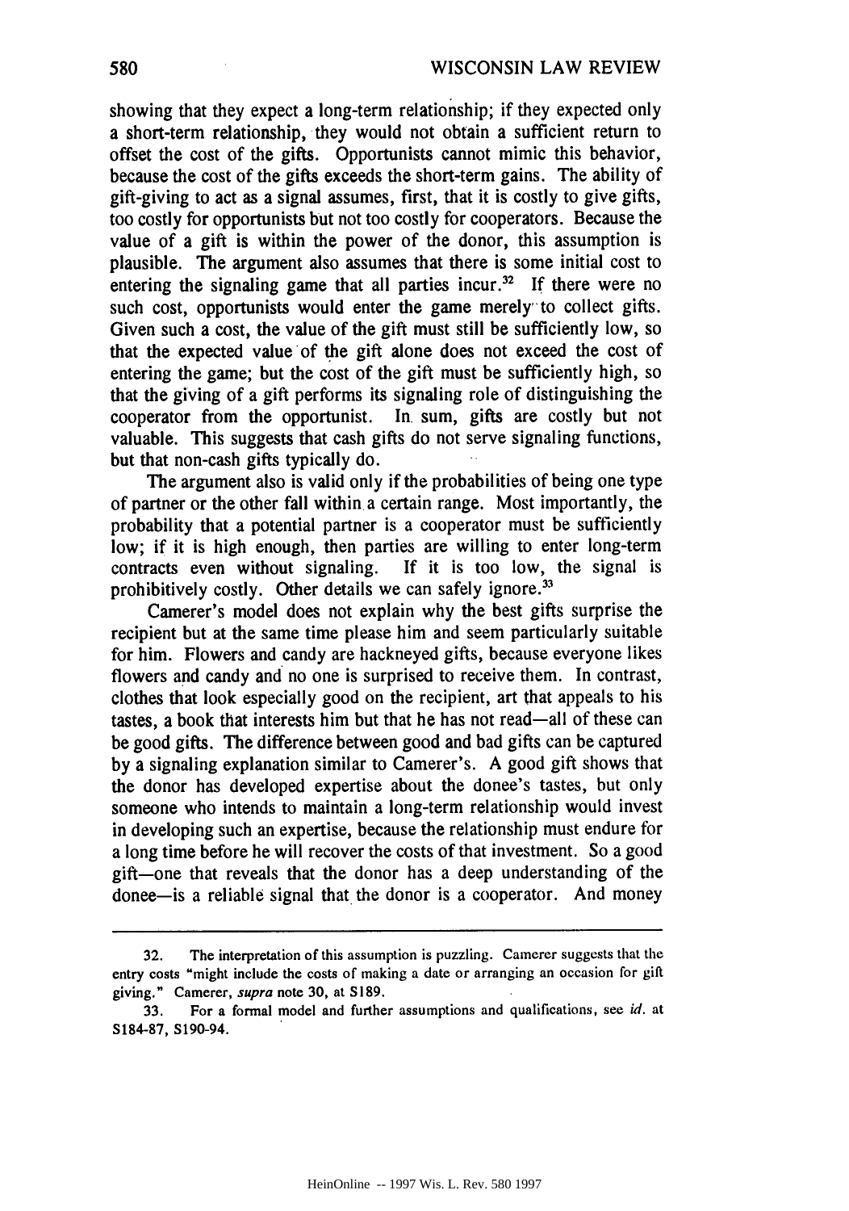showing that they expect a long-term relationship; if they expected only a short-term relationship, they would not obtain a sufficient return to offset the cost of the gifts. Opportunists cannot mimic this behavior, because the cost of the gifts exceeds the short-term gains. The ability of gift-giving to act as a signal assumes, first, that it is costly to give gifts, too costly for opportunists but not too costly for cooperators. Because the value of a gift is within the power of the donor, this assumption is plausible. The argument also assumes that there is some initial cost to entering the signaling game that all parties incur.[32] If there were no such cost, opportunists would enter the game merely to collect gifts. Given such a cost, the value of the gift must still be sufficiently low, so that the expected value of the gift alone does not exceed the cost of entering the game; but the cost of the gift must be sufficiently high, so that the giving of a gift performs its signaling role of distinguishing the cooperator from the opportunist. In sum, gifts are costly but not valuable. This suggests that cash gifts do not serve signaling functions, but that non-cash gifts typically do.

The argument also is valid only if the probabilities of being one type of partner or the other fall within a certain range. Most importantly, the probability that a potential partner is a cooperator must be sufficiently low; if it is high enough, then parties are willing to enter long-term contracts even without signaling. If it is too low, the signal is prohibitively costly. Other details we can safely ignore.[33]

Camerer's model does not explain why the best gifts surprise the recipient but at the same time please him and seem particularly suitable for him. Flowers and candy are hackneyed gifts, because everyone likes flowers and candy and no one is surprised to receive them. In contrast, clothes that look especially good on the recipient, art that appeals to his tastes, a book that interests him but that he has not read—all of these can be good gifts. The difference between good and bad gifts can be captured by a signaling explanation similar to Camerer's. A good gift shows that the donor has developed expertise about the donee's tastes, but only someone who intends to maintain a long-term relationship would invest in developing such an expertise, because the relationship must endure for a long time before he will recover the costs of that investment. So a good gift—one that reveals that the donor has a deep understanding of the donee—is a reliable signal that the donor is a cooperator. And money

---

32. The interpretation of this assumption is puzzling. Camerer suggests that the entry costs "might include the costs of making a date or arranging an occasion for gift giving." Camerer, *supra* note 30, at S189.

33. For a formal model and further assumptions and qualifications, see *id.* at S184-87, S190-94.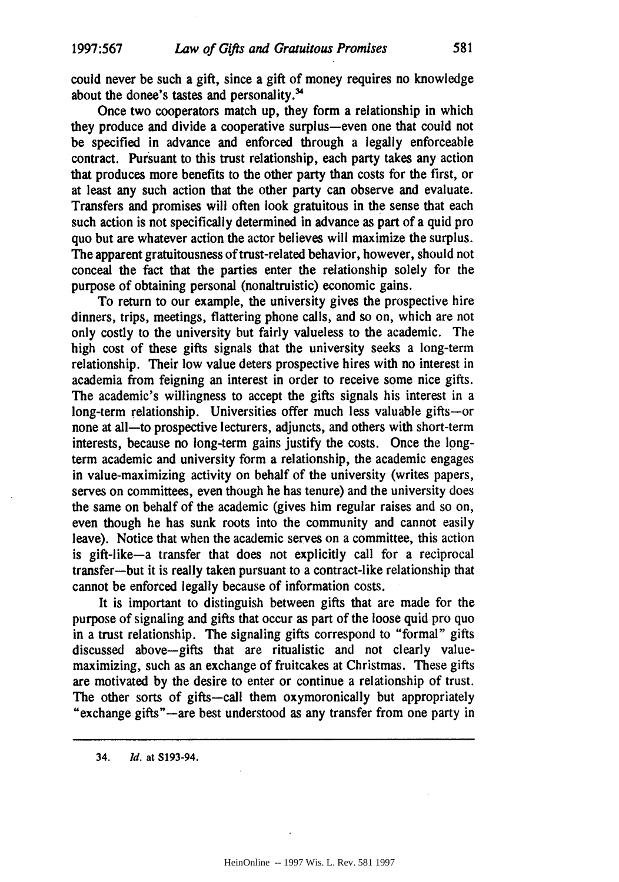could never be such a gift, since a gift of money requires no knowledge about the donee's tastes and personality.[34]

Once two cooperators match up, they form a relationship in which they produce and divide a cooperative surplus—even one that could not be specified in advance and enforced through a legally enforceable contract. Pursuant to this trust relationship, each party takes any action that produces more benefits to the other party than costs for the first, or at least any such action that the other party can observe and evaluate. Transfers and promises will often look gratuitous in the sense that each such action is not specifically determined in advance as part of a quid pro quo but are whatever action the actor believes will maximize the surplus. The apparent gratuitousness of trust-related behavior, however, should not conceal the fact that the parties enter the relationship solely for the purpose of obtaining personal (nonaltruistic) economic gains.

To return to our example, the university gives the prospective hire dinners, trips, meetings, flattering phone calls, and so on, which are not only costly to the university but fairly valueless to the academic. The high cost of these gifts signals that the university seeks a long-term relationship. Their low value deters prospective hires with no interest in academia from feigning an interest in order to receive some nice gifts. The academic's willingness to accept the gifts signals his interest in a long-term relationship. Universities offer much less valuable gifts—or none at all—to prospective lecturers, adjuncts, and others with short-term interests, because no long-term gains justify the costs. Once the long-term academic and university form a relationship, the academic engages in value-maximizing activity on behalf of the university (writes papers, serves on committees, even though he has tenure) and the university does the same on behalf of the academic (gives him regular raises and so on, even though he has sunk roots into the community and cannot easily leave). Notice that when the academic serves on a committee, this action is gift-like—a transfer that does not explicitly call for a reciprocal transfer—but it is really taken pursuant to a contract-like relationship that cannot be enforced legally because of information costs.

It is important to distinguish between gifts that are made for the purpose of signaling and gifts that occur as part of the loose quid pro quo in a trust relationship. The signaling gifts correspond to "formal" gifts discussed above—gifts that are ritualistic and not clearly value-maximizing, such as an exchange of fruitcakes at Christmas. These gifts are motivated by the desire to enter or continue a relationship of trust. The other sorts of gifts—call them oxymoronically but appropriately "exchange gifts"—are best understood as any transfer from one party in

---

34. *Id.* at S193-94.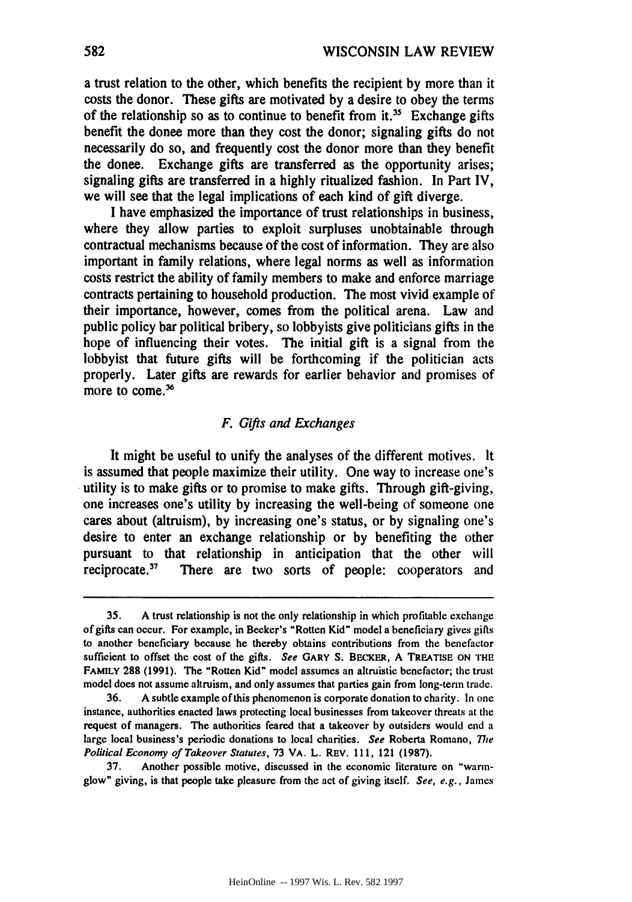a trust relation to the other, which benefits the recipient by more than it costs the donor. These gifts are motivated by a desire to obey the terms of the relationship so as to continue to benefit from it.[35] Exchange gifts benefit the donee more than they cost the donor; signaling gifts do not necessarily do so, and frequently cost the donor more than they benefit the donee. Exchange gifts are transferred as the opportunity arises; signaling gifts are transferred in a highly ritualized fashion. In Part IV, we will see that the legal implications of each kind of gift diverge.

I have emphasized the importance of trust relationships in business, where they allow parties to exploit surpluses unobtainable through contractual mechanisms because of the cost of information. They are also important in family relations, where legal norms as well as information costs restrict the ability of family members to make and enforce marriage contracts pertaining to household production. The most vivid example of their importance, however, comes from the political arena. Law and public policy bar political bribery, so lobbyists give politicians gifts in the hope of influencing their votes. The initial gift is a signal from the lobbyist that future gifts will be forthcoming if the politician acts properly. Later gifts are rewards for earlier behavior and promises of more to come.[36]

### *F. Gifts and Exchanges*

It might be useful to unify the analyses of the different motives. It is assumed that people maximize their utility. One way to increase one's utility is to make gifts or to promise to make gifts. Through gift-giving, one increases one's utility by increasing the well-being of someone one cares about (altruism), by increasing one's status, or by signaling one's desire to enter an exchange relationship or by benefiting the other pursuant to that relationship in anticipation that the other will reciprocate.[37] There are two sorts of people: cooperators and

---

35. A trust relationship is not the only relationship in which profitable exchange of gifts can occur. For example, in Becker's "Rotten Kid" model a beneficiary gives gifts to another beneficiary because he thereby obtains contributions from the benefactor sufficient to offset the cost of the gifts. *See* GARY S. BECKER, A TREATISE ON THE FAMILY 288 (1991). The "Rotten Kid" model assumes an altruistic benefactor; the trust model does not assume altruism, and only assumes that parties gain from long-term trade.

36. A subtle example of this phenomenon is corporate donation to charity. In one instance, authorities enacted laws protecting local businesses from takeover threats at the request of managers. The authorities feared that a takeover by outsiders would end a large local business's periodic donations to local charities. *See* Roberta Romano, *The Political Economy of Takeover Statutes*, 73 VA. L. REV. 111, 121 (1987).

37. Another possible motive, discussed in the economic literature on "warm-glow" giving, is that people take pleasure from the act of giving itself. *See, e.g.*, James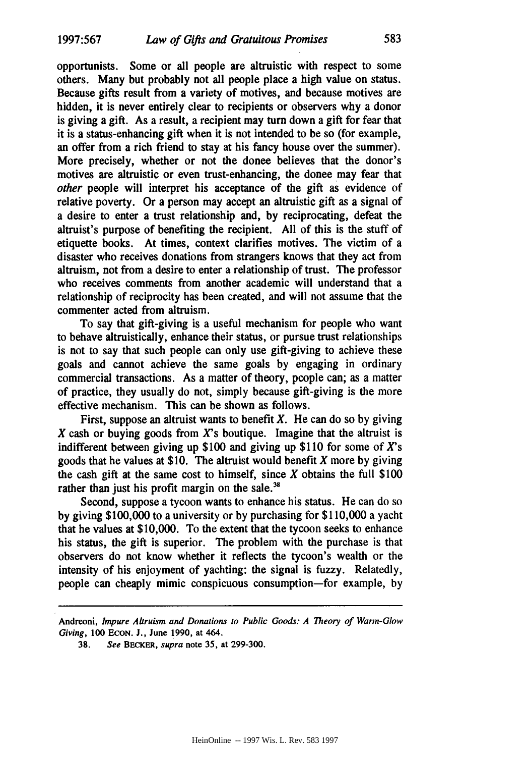opportunists. Some or all people are altruistic with respect to some others. Many but probably not all people place a high value on status. Because gifts result from a variety of motives, and because motives are hidden, it is never entirely clear to recipients or observers why a donor is giving a gift. As a result, a recipient may turn down a gift for fear that it is a status-enhancing gift when it is not intended to be so (for example, an offer from a rich friend to stay at his fancy house over the summer). More precisely, whether or not the donee believes that the donor's motives are altruistic or even trust-enhancing, the donee may fear that *other* people will interpret his acceptance of the gift as evidence of relative poverty. Or a person may accept an altruistic gift as a signal of a desire to enter a trust relationship and, by reciprocating, defeat the altruist's purpose of benefiting the recipient. All of this is the stuff of etiquette books. At times, context clarifies motives. The victim of a disaster who receives donations from strangers knows that they act from altruism, not from a desire to enter a relationship of trust. The professor who receives comments from another academic will understand that a relationship of reciprocity has been created, and will not assume that the commenter acted from altruism.

To say that gift-giving is a useful mechanism for people who want to behave altruistically, enhance their status, or pursue trust relationships is not to say that such people can only use gift-giving to achieve these goals and cannot achieve the same goals by engaging in ordinary commercial transactions. As a matter of theory, people can; as a matter of practice, they usually do not, simply because gift-giving is the more effective mechanism. This can be shown as follows.

First, suppose an altruist wants to benefit *X*. He can do so by giving *X* cash or buying goods from *X*'s boutique. Imagine that the altruist is indifferent between giving up $100 and giving up $110 for some of *X*'s goods that he values at $10. The altruist would benefit *X* more by giving the cash gift at the same cost to himself, since *X* obtains the full $100 rather than just his profit margin on the sale.[38]

Second, suppose a tycoon wants to enhance his status. He can do so by giving $100,000 to a university or by purchasing for $110,000 a yacht that he values at $10,000. To the extent that the tycoon seeks to enhance his status, the gift is superior. The problem with the purchase is that observers do not know whether it reflects the tycoon's wealth or the intensity of his enjoyment of yachting: the signal is fuzzy. Relatedly, people can cheaply mimic conspicuous consumption—for example, by

---

Andreoni, *Impure Altruism and Donations to Public Goods: A Theory of Warm-Glow Giving*, 100 ECON. J., June 1990, at 464.

38. *See* BECKER, *supra* note 35, at 299-300.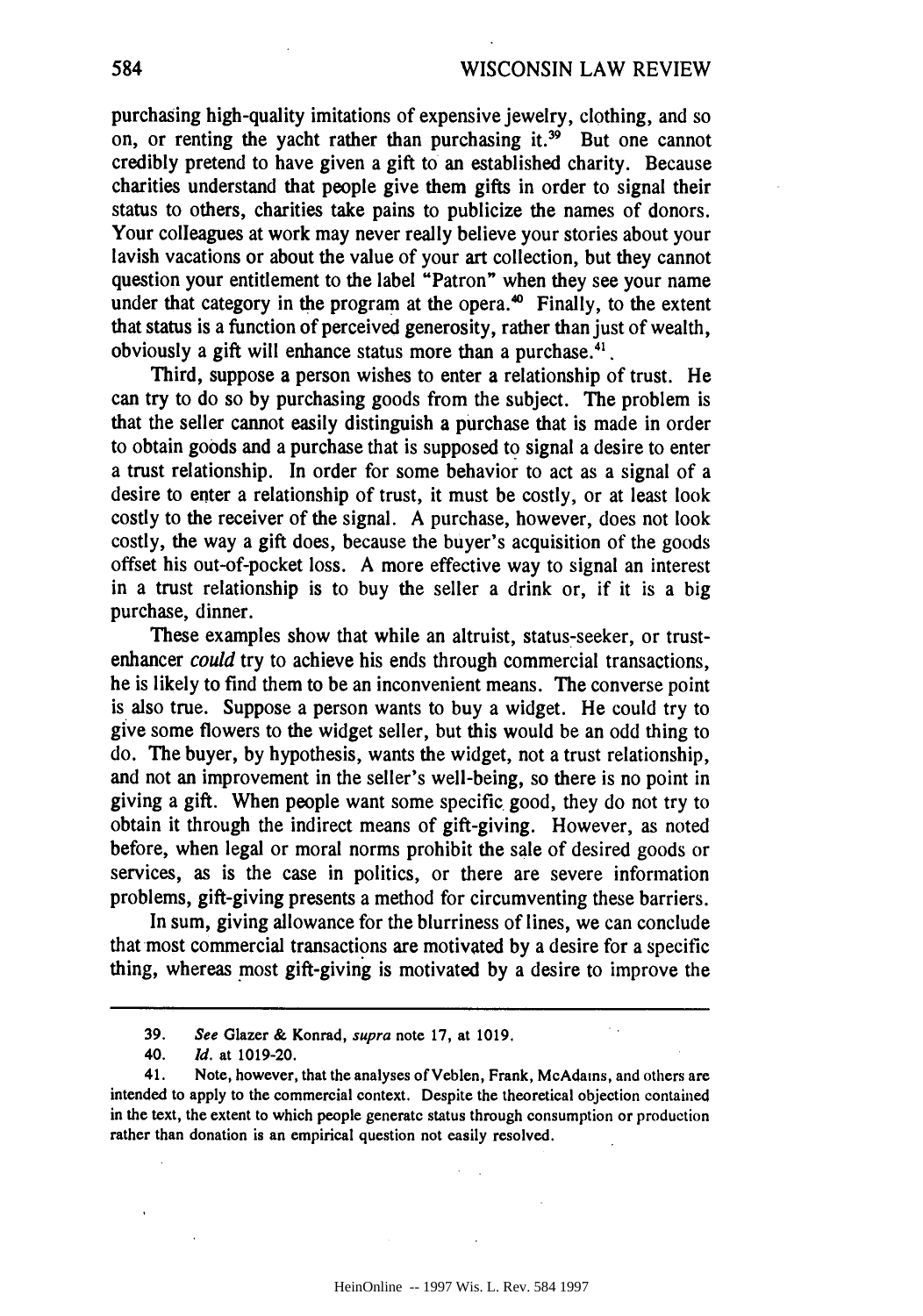purchasing high-quality imitations of expensive jewelry, clothing, and so on, or renting the yacht rather than purchasing it.[39] But one cannot credibly pretend to have given a gift to an established charity. Because charities understand that people give them gifts in order to signal their status to others, charities take pains to publicize the names of donors. Your colleagues at work may never really believe your stories about your lavish vacations or about the value of your art collection, but they cannot question your entitlement to the label "Patron" when they see your name under that category in the program at the opera.[40] Finally, to the extent that status is a function of perceived generosity, rather than just of wealth, obviously a gift will enhance status more than a purchase.[41]

Third, suppose a person wishes to enter a relationship of trust. He can try to do so by purchasing goods from the subject. The problem is that the seller cannot easily distinguish a purchase that is made in order to obtain goods and a purchase that is supposed to signal a desire to enter a trust relationship. In order for some behavior to act as a signal of a desire to enter a relationship of trust, it must be costly, or at least look costly to the receiver of the signal. A purchase, however, does not look costly, the way a gift does, because the buyer's acquisition of the goods offset his out-of-pocket loss. A more effective way to signal an interest in a trust relationship is to buy the seller a drink or, if it is a big purchase, dinner.

These examples show that while an altruist, status-seeker, or trust-enhancer *could* try to achieve his ends through commercial transactions, he is likely to find them to be an inconvenient means. The converse point is also true. Suppose a person wants to buy a widget. He could try to give some flowers to the widget seller, but this would be an odd thing to do. The buyer, by hypothesis, wants the widget, not a trust relationship, and not an improvement in the seller's well-being, so there is no point in giving a gift. When people want some specific good, they do not try to obtain it through the indirect means of gift-giving. However, as noted before, when legal or moral norms prohibit the sale of desired goods or services, as is the case in politics, or there are severe information problems, gift-giving presents a method for circumventing these barriers.

In sum, giving allowance for the blurriness of lines, we can conclude that most commercial transactions are motivated by a desire for a specific thing, whereas most gift-giving is motivated by a desire to improve the

---

39. *See* Glazer & Konrad, *supra* note 17, at 1019.

40. *Id.* at 1019-20.

41. Note, however, that the analyses of Veblen, Frank, McAdams, and others are intended to apply to the commercial context. Despite the theoretical objection contained in the text, the extent to which people generate status through consumption or production rather than donation is an empirical question not easily resolved.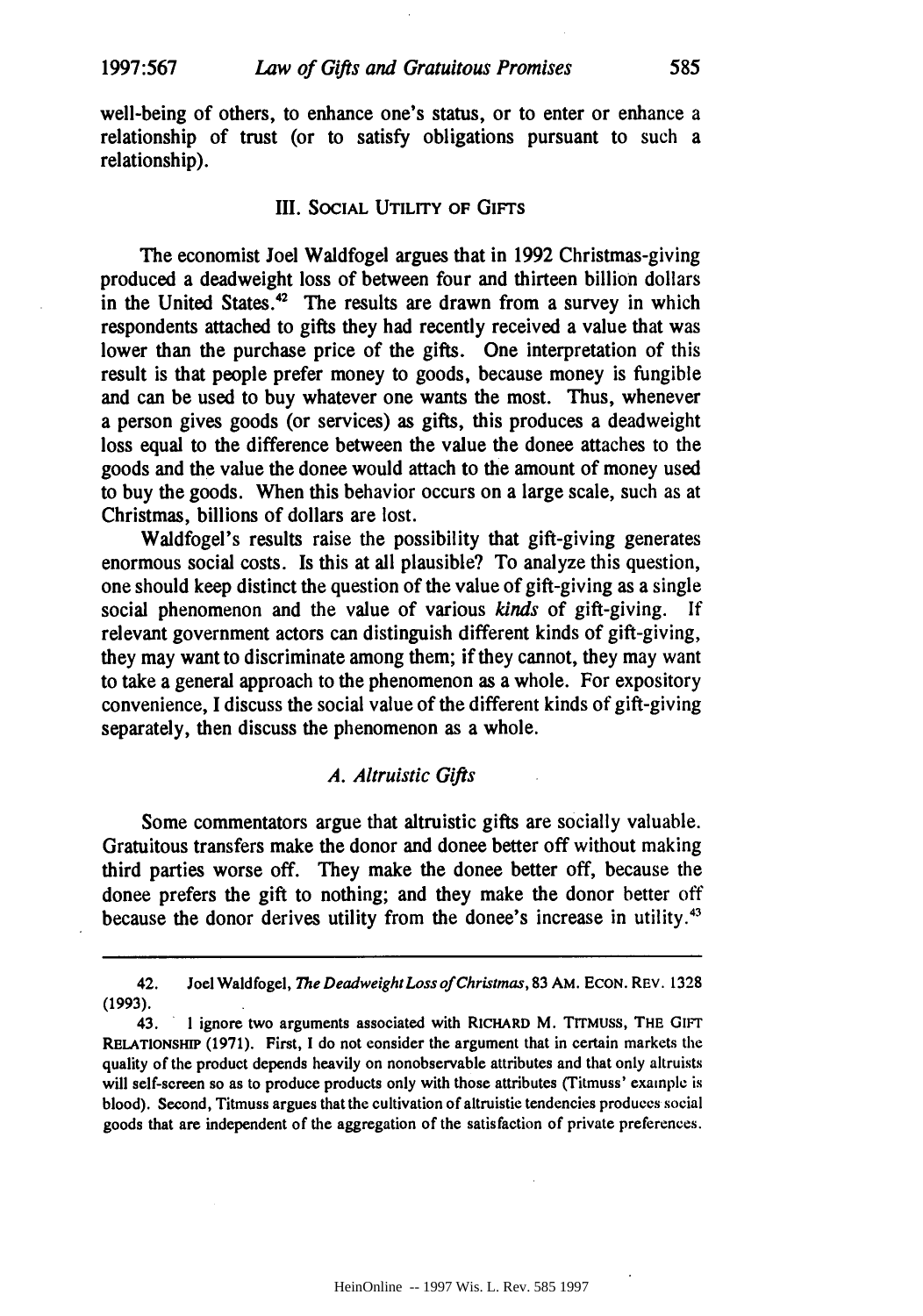well-being of others, to enhance one's status, or to enter or enhance a relationship of trust (or to satisfy obligations pursuant to such a relationship).

## III. SOCIAL UTILITY OF GIFTS

The economist Joel Waldfogel argues that in 1992 Christmas-giving produced a deadweight loss of between four and thirteen billion dollars in the United States.[42] The results are drawn from a survey in which respondents attached to gifts they had recently received a value that was lower than the purchase price of the gifts. One interpretation of this result is that people prefer money to goods, because money is fungible and can be used to buy whatever one wants the most. Thus, whenever a person gives goods (or services) as gifts, this produces a deadweight loss equal to the difference between the value the donee attaches to the goods and the value the donee would attach to the amount of money used to buy the goods. When this behavior occurs on a large scale, such as at Christmas, billions of dollars are lost.

Waldfogel's results raise the possibility that gift-giving generates enormous social costs. Is this at all plausible? To analyze this question, one should keep distinct the question of the value of gift-giving as a single social phenomenon and the value of various *kinds* of gift-giving. If relevant government actors can distinguish different kinds of gift-giving, they may want to discriminate among them; if they cannot, they may want to take a general approach to the phenomenon as a whole. For expository convenience, I discuss the social value of the different kinds of gift-giving separately, then discuss the phenomenon as a whole.

### *A. Altruistic Gifts*

Some commentators argue that altruistic gifts are socially valuable. Gratuitous transfers make the donor and donee better off without making third parties worse off. They make the donee better off, because the donee prefers the gift to nothing; and they make the donor better off because the donor derives utility from the donee's increase in utility.[43]

---

42. Joel Waldfogel, *The Deadweight Loss of Christmas*, 83 AM. ECON. REV. 1328 (1993).

43. I ignore two arguments associated with RICHARD M. TITMUSS, THE GIFT RELATIONSHIP (1971). First, I do not consider the argument that in certain markets the quality of the product depends heavily on nonobservable attributes and that only altruists will self-screen so as to produce products only with those attributes (Titmuss' example is blood). Second, Titmuss argues that the cultivation of altruistic tendencies produces social goods that are independent of the aggregation of the satisfaction of private preferences.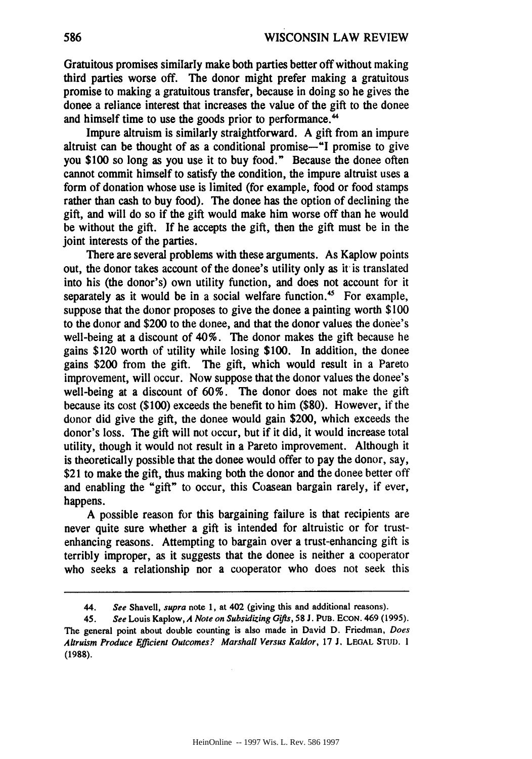Gratuitous promises similarly make both parties better off without making third parties worse off. The donor might prefer making a gratuitous promise to making a gratuitous transfer, because in doing so he gives the donee a reliance interest that increases the value of the gift to the donee and himself time to use the goods prior to performance.[44]

Impure altruism is similarly straightforward. A gift from an impure altruist can be thought of as a conditional promise—"I promise to give you $100 so long as you use it to buy food." Because the donee often cannot commit himself to satisfy the condition, the impure altruist uses a form of donation whose use is limited (for example, food or food stamps rather than cash to buy food). The donee has the option of declining the gift, and will do so if the gift would make him worse off than he would be without the gift. If he accepts the gift, then the gift must be in the joint interests of the parties.

There are several problems with these arguments. As Kaplow points out, the donor takes account of the donee's utility only as it is translated into his (the donor's) own utility function, and does not account for it separately as it would be in a social welfare function.[45] For example, suppose that the donor proposes to give the donee a painting worth $100 to the donor and $200 to the donee, and that the donor values the donee's well-being at a discount of 40%. The donor makes the gift because he gains $120 worth of utility while losing $100. In addition, the donee gains $200 from the gift. The gift, which would result in a Pareto improvement, will occur. Now suppose that the donor values the donee's well-being at a discount of 60%. The donor does not make the gift because its cost ($100) exceeds the benefit to him ($80). However, if the donor did give the gift, the donee would gain $200, which exceeds the donor's loss. The gift will not occur, but if it did, it would increase total utility, though it would not result in a Pareto improvement. Although it is theoretically possible that the donee would offer to pay the donor, say, $21 to make the gift, thus making both the donor and the donee better off and enabling the "gift" to occur, this Coasean bargain rarely, if ever, happens.

A possible reason for this bargaining failure is that recipients are never quite sure whether a gift is intended for altruistic or for trust-enhancing reasons. Attempting to bargain over a trust-enhancing gift is terribly improper, as it suggests that the donee is neither a cooperator who seeks a relationship nor a cooperator who does not seek this

---

44. *See* Shavell, *supra* note 1, at 402 (giving this and additional reasons).

45. *See* Louis Kaplow, *A Note on Subsidizing Gifts*, 58 J. PUB. ECON. 469 (1995). The general point about double counting is also made in David D. Friedman, *Does Altruism Produce Efficient Outcomes? Marshall Versus Kaldor*, 17 J. LEGAL STUD. 1 (1988).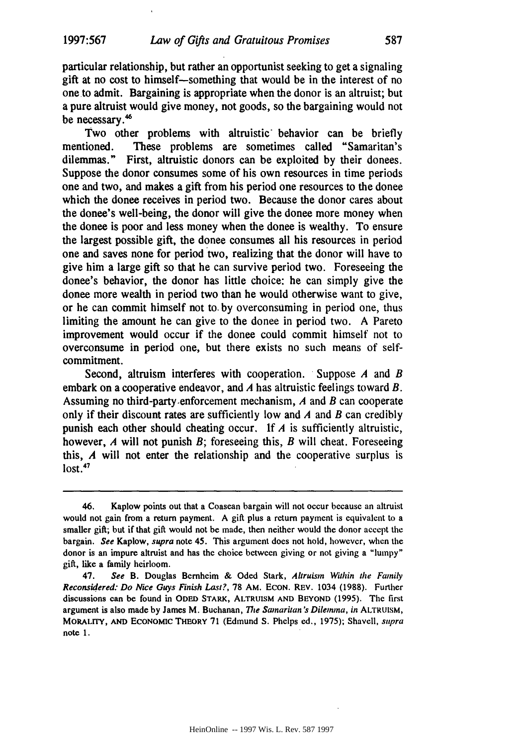particular relationship, but rather an opportunist seeking to get a signaling gift at no cost to himself—something that would be in the interest of no one to admit. Bargaining is appropriate when the donor is an altruist; but a pure altruist would give money, not goods, so the bargaining would not be necessary.[46]

Two other problems with altruistic behavior can be briefly mentioned. These problems are sometimes called "Samaritan's dilemmas." First, altruistic donors can be exploited by their donees. Suppose the donor consumes some of his own resources in time periods one and two, and makes a gift from his period one resources to the donee which the donee receives in period two. Because the donor cares about the donee's well-being, the donor will give the donee more money when the donee is poor and less money when the donee is wealthy. To ensure the largest possible gift, the donee consumes all his resources in period one and saves none for period two, realizing that the donor will have to give him a large gift so that he can survive period two. Foreseeing the donee's behavior, the donor has little choice: he can simply give the donee more wealth in period two than he would otherwise want to give, or he can commit himself not to by overconsuming in period one, thus limiting the amount he can give to the donee in period two. A Pareto improvement would occur if the donee could commit himself not to overconsume in period one, but there exists no such means of self-commitment.

Second, altruism interferes with cooperation. Suppose *A* and *B* embark on a cooperative endeavor, and *A* has altruistic feelings toward *B*. Assuming no third-party enforcement mechanism, *A* and *B* can cooperate only if their discount rates are sufficiently low and *A* and *B* can credibly punish each other should cheating occur. If *A* is sufficiently altruistic, however, *A* will not punish *B*; foreseeing this, *B* will cheat. Foreseeing this, *A* will not enter the relationship and the cooperative surplus is lost.[47]

---

46. Kaplow points out that a Coasean bargain will not occur because an altruist would not gain from a return payment. A gift plus a return payment is equivalent to a smaller gift; but if that gift would not be made, then neither would the donor accept the bargain. *See* Kaplow, *supra* note 45. This argument does not hold, however, when the donor is an impure altruist and has the choice between giving or not giving a "lumpy" gift, like a family heirloom.

47. *See* B. Douglas Bernheim & Oded Stark, *Altruism Within the Family Reconsidered: Do Nice Guys Finish Last?*, 78 AM. ECON. REV. 1034 (1988). Further discussions can be found in ODED STARK, ALTRUISM AND BEYOND (1995). The first argument is also made by James M. Buchanan, *The Samaritan's Dilemma*, *in* ALTRUISM, MORALITY, AND ECONOMIC THEORY 71 (Edmund S. Phelps ed., 1975); Shavell, *supra* note 1.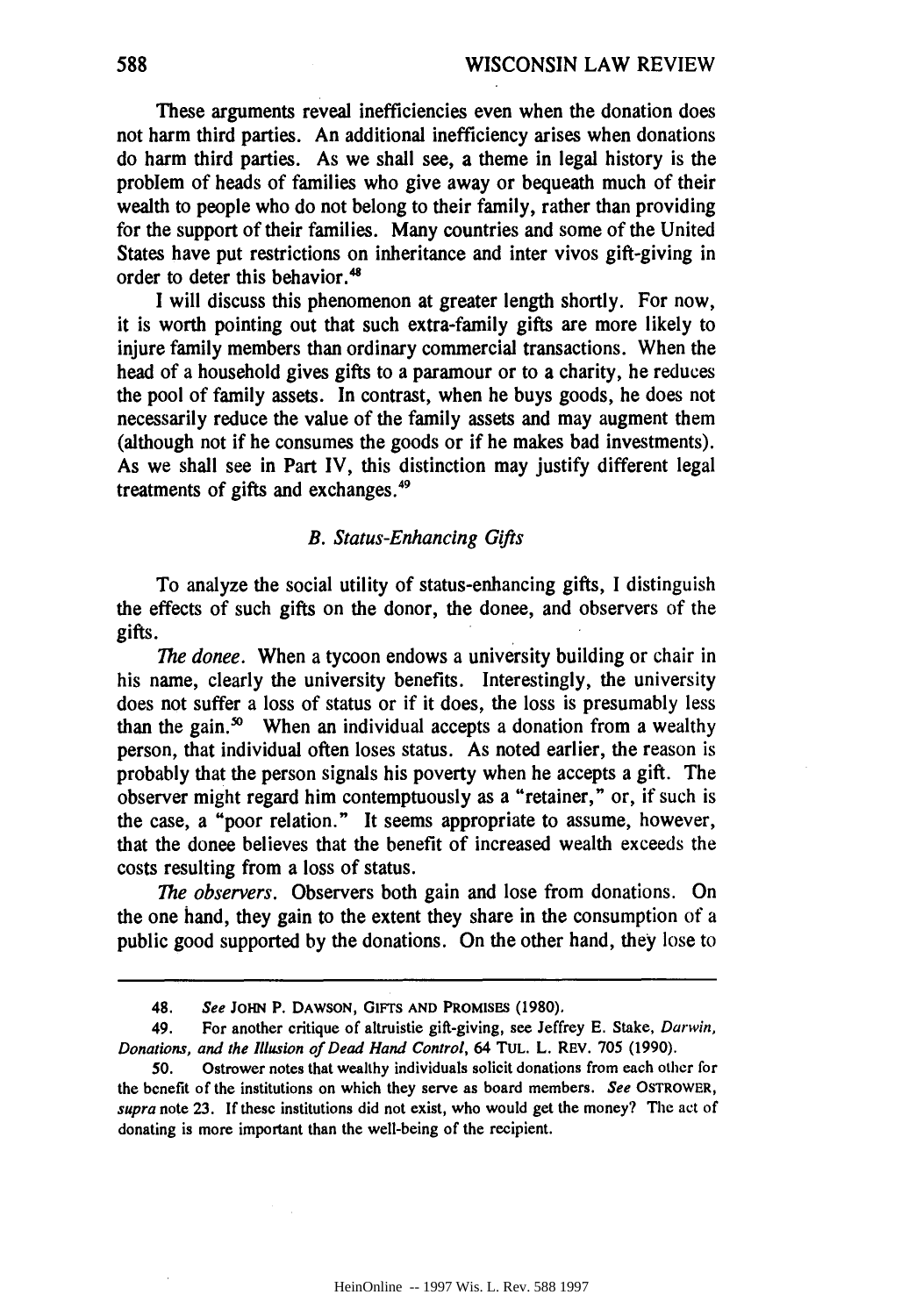These arguments reveal inefficiencies even when the donation does not harm third parties. An additional inefficiency arises when donations do harm third parties. As we shall see, a theme in legal history is the problem of heads of families who give away or bequeath much of their wealth to people who do not belong to their family, rather than providing for the support of their families. Many countries and some of the United States have put restrictions on inheritance and inter vivos gift-giving in order to deter this behavior.[48]

I will discuss this phenomenon at greater length shortly. For now, it is worth pointing out that such extra-family gifts are more likely to injure family members than ordinary commercial transactions. When the head of a household gives gifts to a paramour or to a charity, he reduces the pool of family assets. In contrast, when he buys goods, he does not necessarily reduce the value of the family assets and may augment them (although not if he consumes the goods or if he makes bad investments). As we shall see in Part IV, this distinction may justify different legal treatments of gifts and exchanges.[49]

### B. Status-Enhancing Gifts

To analyze the social utility of status-enhancing gifts, I distinguish the effects of such gifts on the donor, the donee, and observers of the gifts.

*The donee.* When a tycoon endows a university building or chair in his name, clearly the university benefits. Interestingly, the university does not suffer a loss of status or if it does, the loss is presumably less than the gain.[50] When an individual accepts a donation from a wealthy person, that individual often loses status. As noted earlier, the reason is probably that the person signals his poverty when he accepts a gift. The observer might regard him contemptuously as a "retainer," or, if such is the case, a "poor relation." It seems appropriate to assume, however, that the donee believes that the benefit of increased wealth exceeds the costs resulting from a loss of status.

*The observers.* Observers both gain and lose from donations. On the one hand, they gain to the extent they share in the consumption of a public good supported by the donations. On the other hand, they lose to

---

48. *See* JOHN P. DAWSON, GIFTS AND PROMISES (1980).

49. For another critique of altruistic gift-giving, see Jeffrey E. Stake, *Darwin, Donations, and the Illusion of Dead Hand Control*, 64 TUL. L. REV. 705 (1990).

50. Ostrower notes that wealthy individuals solicit donations from each other for the benefit of the institutions on which they serve as board members. *See* OSTROWER, *supra* note 23. If these institutions did not exist, who would get the money? The act of donating is more important than the well-being of the recipient.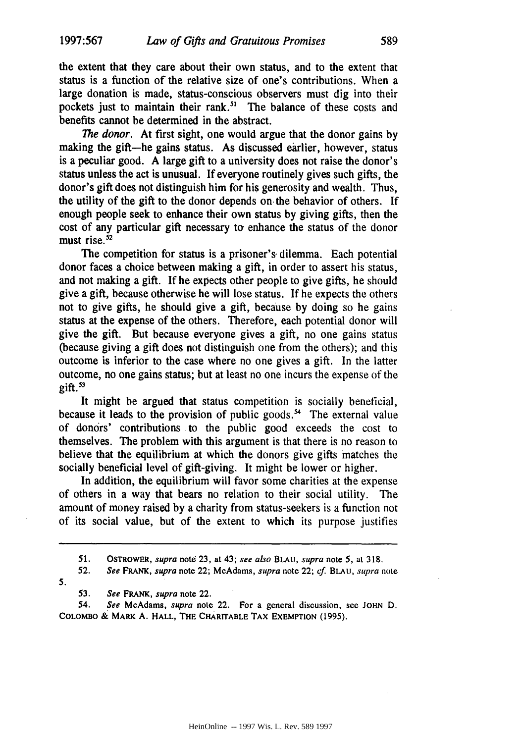the extent that they care about their own status, and to the extent that status is a function of the relative size of one's contributions. When a large donation is made, status-conscious observers must dig into their pockets just to maintain their rank.[51] The balance of these costs and benefits cannot be determined in the abstract.

*The donor.* At first sight, one would argue that the donor gains by making the gift—he gains status. As discussed earlier, however, status is a peculiar good. A large gift to a university does not raise the donor's status unless the act is unusual. If everyone routinely gives such gifts, the donor's gift does not distinguish him for his generosity and wealth. Thus, the utility of the gift to the donor depends on the behavior of others. If enough people seek to enhance their own status by giving gifts, then the cost of any particular gift necessary to enhance the status of the donor must rise.[52]

The competition for status is a prisoner's dilemma. Each potential donor faces a choice between making a gift, in order to assert his status, and not making a gift. If he expects other people to give gifts, he should give a gift, because otherwise he will lose status. If he expects the others not to give gifts, he should give a gift, because by doing so he gains status at the expense of the others. Therefore, each potential donor will give the gift. But because everyone gives a gift, no one gains status (because giving a gift does not distinguish one from the others); and this outcome is inferior to the case where no one gives a gift. In the latter outcome, no one gains status; but at least no one incurs the expense of the gift.[53]

It might be argued that status competition is socially beneficial, because it leads to the provision of public goods.[54] The external value of donors' contributions to the public good exceeds the cost to themselves. The problem with this argument is that there is no reason to believe that the equilibrium at which the donors give gifts matches the socially beneficial level of gift-giving. It might be lower or higher.

In addition, the equilibrium will favor some charities at the expense of others in a way that bears no relation to their social utility. The amount of money raised by a charity from status-seekers is a function not of its social value, but of the extent to which its purpose justifies

---

51. OSTROWER, *supra* note 23, at 43; *see also* BLAU, *supra* note 5, at 318.

52. *See* FRANK, *supra* note 22; McAdams, *supra* note 22; *cf.* BLAU, *supra* note 5.

53. *See* FRANK, *supra* note 22.

54. *See* McAdams, *supra* note 22. For a general discussion, see JOHN D. COLOMBO & MARK A. HALL, THE CHARITABLE TAX EXEMPTION (1995).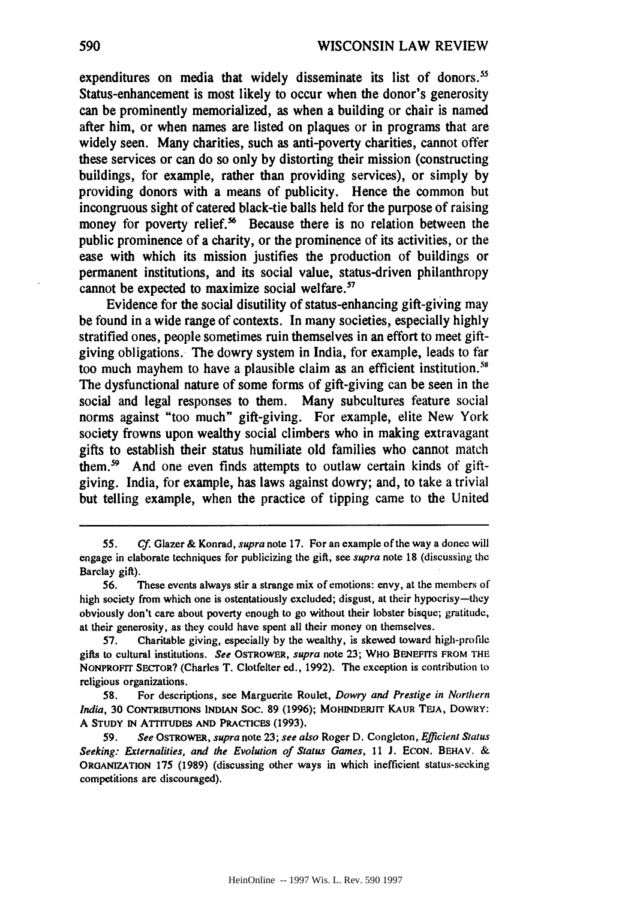expenditures on media that widely disseminate its list of donors.[55] Status-enhancement is most likely to occur when the donor's generosity can be prominently memorialized, as when a building or chair is named after him, or when names are listed on plaques or in programs that are widely seen. Many charities, such as anti-poverty charities, cannot offer these services or can do so only by distorting their mission (constructing buildings, for example, rather than providing services), or simply by providing donors with a means of publicity. Hence the common but incongruous sight of catered black-tie balls held for the purpose of raising money for poverty relief.[56] Because there is no relation between the public prominence of a charity, or the prominence of its activities, or the ease with which its mission justifies the production of buildings or permanent institutions, and its social value, status-driven philanthropy cannot be expected to maximize social welfare.[57]

Evidence for the social disutility of status-enhancing gift-giving may be found in a wide range of contexts. In many societies, especially highly stratified ones, people sometimes ruin themselves in an effort to meet gift-giving obligations. The dowry system in India, for example, leads to far too much mayhem to have a plausible claim as an efficient institution.[58] The dysfunctional nature of some forms of gift-giving can be seen in the social and legal responses to them. Many subcultures feature social norms against "too much" gift-giving. For example, elite New York society frowns upon wealthy social climbers who in making extravagant gifts to establish their status humiliate old families who cannot match them.[59] And one even finds attempts to outlaw certain kinds of gift-giving. India, for example, has laws against dowry; and, to take a trivial but telling example, when the practice of tipping came to the United

---

55. *Cf.* Glazer & Konrad, *supra* note 17. For an example of the way a donee will engage in elaborate techniques for publicizing the gift, see *supra* note 18 (discussing the Barclay gift).

56. These events always stir a strange mix of emotions: envy, at the members of high society from which one is ostentatiously excluded; disgust, at their hypocrisy—they obviously don't care about poverty enough to go without their lobster bisque; gratitude, at their generosity, as they could have spent all their money on themselves.

57. Charitable giving, especially by the wealthy, is skewed toward high-profile gifts to cultural institutions. *See* OSTROWER, *supra* note 23; WHO BENEFITS FROM THE NONPROFIT SECTOR? (Charles T. Clotfelter ed., 1992). The exception is contribution to religious organizations.

58. For descriptions, see Marguerite Roulet, *Dowry and Prestige in Northern India*, 30 CONTRIBUTIONS INDIAN SOC. 89 (1996); MOHINDERJIT KAUR TEJA, DOWRY: A STUDY IN ATTITUDES AND PRACTICES (1993).

59. *See* OSTROWER, *supra* note 23; *see also* Roger D. Congleton, *Efficient Status Seeking: Externalities, and the Evolution of Status Games*, 11 J. ECON. BEHAV. & ORGANIZATION 175 (1989) (discussing other ways in which inefficient status-seeking competitions are discouraged).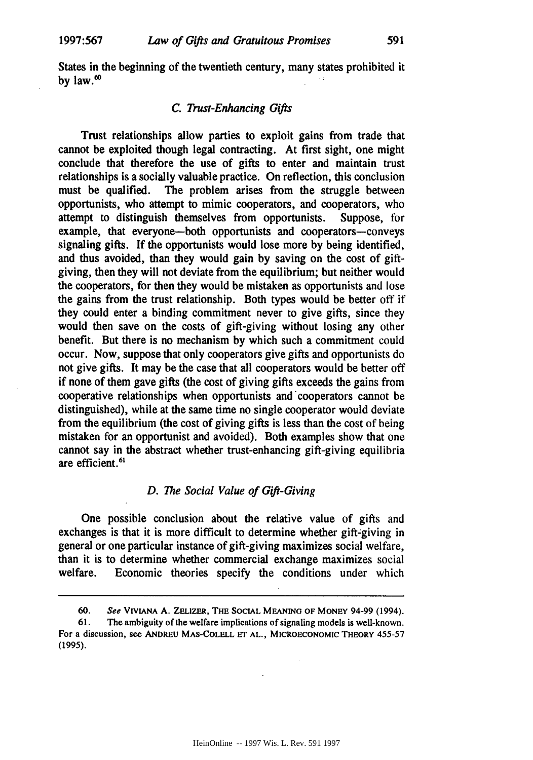States in the beginning of the twentieth century, many states prohibited it by law.[60]

### *C. Trust-Enhancing Gifts*

Trust relationships allow parties to exploit gains from trade that cannot be exploited though legal contracting. At first sight, one might conclude that therefore the use of gifts to enter and maintain trust relationships is a socially valuable practice. On reflection, this conclusion must be qualified. The problem arises from the struggle between opportunists, who attempt to mimic cooperators, and cooperators, who attempt to distinguish themselves from opportunists. Suppose, for example, that everyone—both opportunists and cooperators—conveys signaling gifts. If the opportunists would lose more by being identified, and thus avoided, than they would gain by saving on the cost of gift-giving, then they will not deviate from the equilibrium; but neither would the cooperators, for then they would be mistaken as opportunists and lose the gains from the trust relationship. Both types would be better off if they could enter a binding commitment never to give gifts, since they would then save on the costs of gift-giving without losing any other benefit. But there is no mechanism by which such a commitment could occur. Now, suppose that only cooperators give gifts and opportunists do not give gifts. It may be the case that all cooperators would be better off if none of them gave gifts (the cost of giving gifts exceeds the gains from cooperative relationships when opportunists and cooperators cannot be distinguished), while at the same time no single cooperator would deviate from the equilibrium (the cost of giving gifts is less than the cost of being mistaken for an opportunist and avoided). Both examples show that one cannot say in the abstract whether trust-enhancing gift-giving equilibria are efficient.[61]

### *D. The Social Value of Gift-Giving*

One possible conclusion about the relative value of gifts and exchanges is that it is more difficult to determine whether gift-giving in general or one particular instance of gift-giving maximizes social welfare, than it is to determine whether commercial exchange maximizes social welfare. Economic theories specify the conditions under which

---

60. *See* VIVIANA A. ZELIZER, THE SOCIAL MEANING OF MONEY 94-99 (1994).

61. The ambiguity of the welfare implications of signaling models is well-known. For a discussion, see ANDREU MAS-COLELL ET AL., MICROECONOMIC THEORY 455-57 (1995).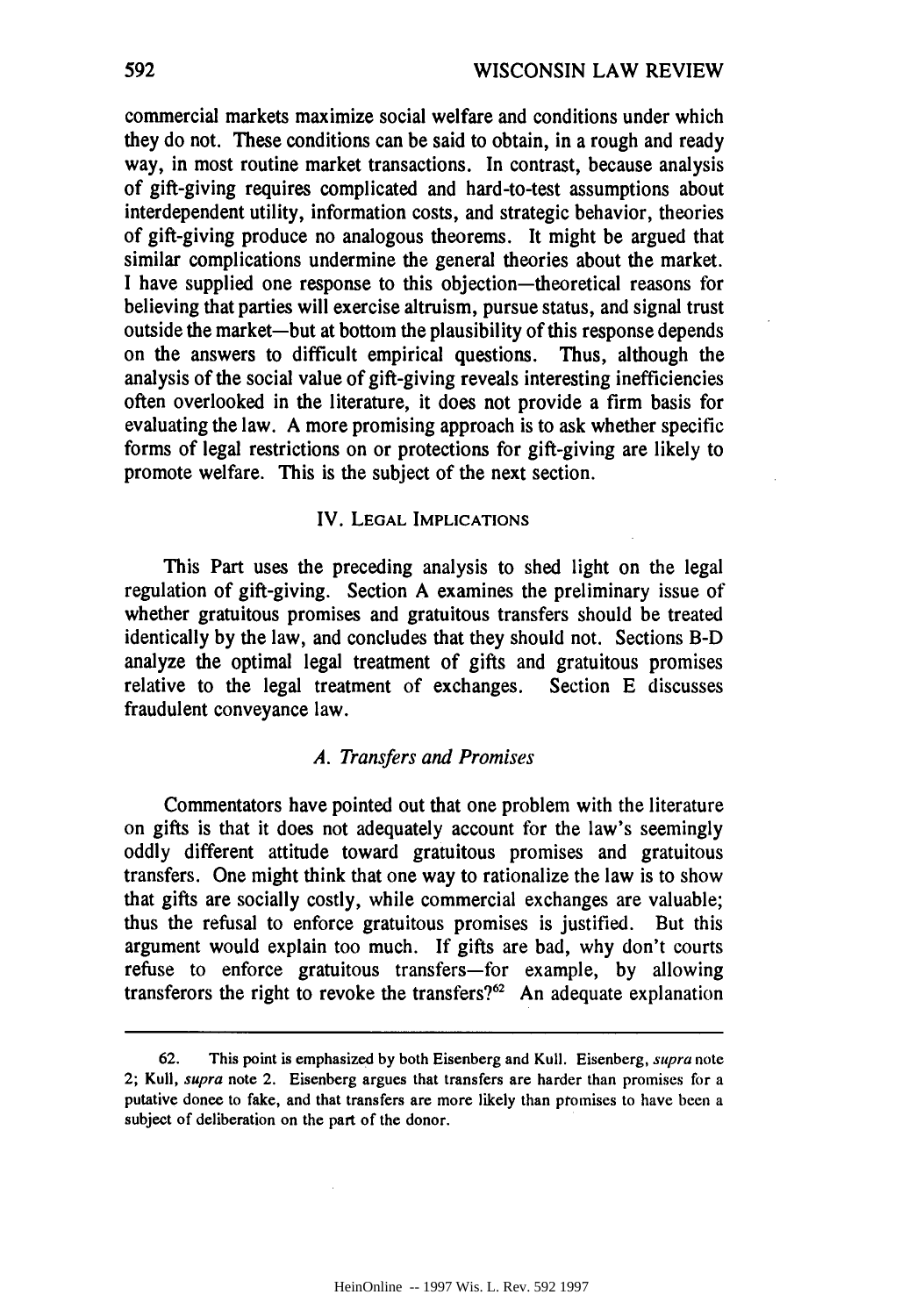commercial markets maximize social welfare and conditions under which they do not. These conditions can be said to obtain, in a rough and ready way, in most routine market transactions. In contrast, because analysis of gift-giving requires complicated and hard-to-test assumptions about interdependent utility, information costs, and strategic behavior, theories of gift-giving produce no analogous theorems. It might be argued that similar complications undermine the general theories about the market. I have supplied one response to this objection—theoretical reasons for believing that parties will exercise altruism, pursue status, and signal trust outside the market—but at bottom the plausibility of this response depends on the answers to difficult empirical questions. Thus, although the analysis of the social value of gift-giving reveals interesting inefficiencies often overlooked in the literature, it does not provide a firm basis for evaluating the law. A more promising approach is to ask whether specific forms of legal restrictions on or protections for gift-giving are likely to promote welfare. This is the subject of the next section.

## IV. LEGAL IMPLICATIONS

This Part uses the preceding analysis to shed light on the legal regulation of gift-giving. Section A examines the preliminary issue of whether gratuitous promises and gratuitous transfers should be treated identically by the law, and concludes that they should not. Sections B-D analyze the optimal legal treatment of gifts and gratuitous promises relative to the legal treatment of exchanges. Section E discusses fraudulent conveyance law.

### *A. Transfers and Promises*

Commentators have pointed out that one problem with the literature on gifts is that it does not adequately account for the law's seemingly oddly different attitude toward gratuitous promises and gratuitous transfers. One might think that one way to rationalize the law is to show that gifts are socially costly, while commercial exchanges are valuable; thus the refusal to enforce gratuitous promises is justified. But this argument would explain too much. If gifts are bad, why don't courts refuse to enforce gratuitous transfers—for example, by allowing transferors the right to revoke the transfers?[62] An adequate explanation

---

62. This point is emphasized by both Eisenberg and Kull. Eisenberg, *supra* note 2; Kull, *supra* note 2. Eisenberg argues that transfers are harder than promises for a putative donee to fake, and that transfers are more likely than promises to have been a subject of deliberation on the part of the donor.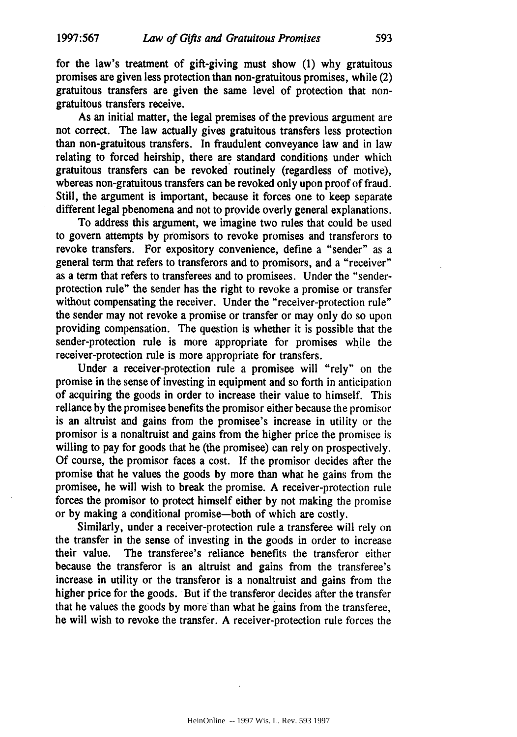for the law's treatment of gift-giving must show (1) why gratuitous promises are given less protection than non-gratuitous promises, while (2) gratuitous transfers are given the same level of protection that non-gratuitous transfers receive.

As an initial matter, the legal premises of the previous argument are not correct. The law actually gives gratuitous transfers less protection than non-gratuitous transfers. In fraudulent conveyance law and in law relating to forced heirship, there are standard conditions under which gratuitous transfers can be revoked routinely (regardless of motive), whereas non-gratuitous transfers can be revoked only upon proof of fraud. Still, the argument is important, because it forces one to keep separate different legal phenomena and not to provide overly general explanations.

To address this argument, we imagine two rules that could be used to govern attempts by promisors to revoke promises and transferors to revoke transfers. For expository convenience, define a "sender" as a general term that refers to transferors and to promisors, and a "receiver" as a term that refers to transferees and to promisees. Under the "sender-protection rule" the sender has the right to revoke a promise or transfer without compensating the receiver. Under the "receiver-protection rule" the sender may not revoke a promise or transfer or may only do so upon providing compensation. The question is whether it is possible that the sender-protection rule is more appropriate for promises while the receiver-protection rule is more appropriate for transfers.

Under a receiver-protection rule a promisee will "rely" on the promise in the sense of investing in equipment and so forth in anticipation of acquiring the goods in order to increase their value to himself. This reliance by the promisee benefits the promisor either because the promisor is an altruist and gains from the promisee's increase in utility or the promisor is a nonaltruist and gains from the higher price the promisee is willing to pay for goods that he (the promisee) can rely on prospectively. Of course, the promisor faces a cost. If the promisor decides after the promise that he values the goods by more than what he gains from the promisee, he will wish to break the promise. A receiver-protection rule forces the promisor to protect himself either by not making the promise or by making a conditional promise—both of which are costly.

Similarly, under a receiver-protection rule a transferee will rely on the transfer in the sense of investing in the goods in order to increase their value. The transferee's reliance benefits the transferor either because the transferor is an altruist and gains from the transferee's increase in utility or the transferor is a nonaltruist and gains from the higher price for the goods. But if the transferor decides after the transfer that he values the goods by more than what he gains from the transferee, he will wish to revoke the transfer. A receiver-protection rule forces the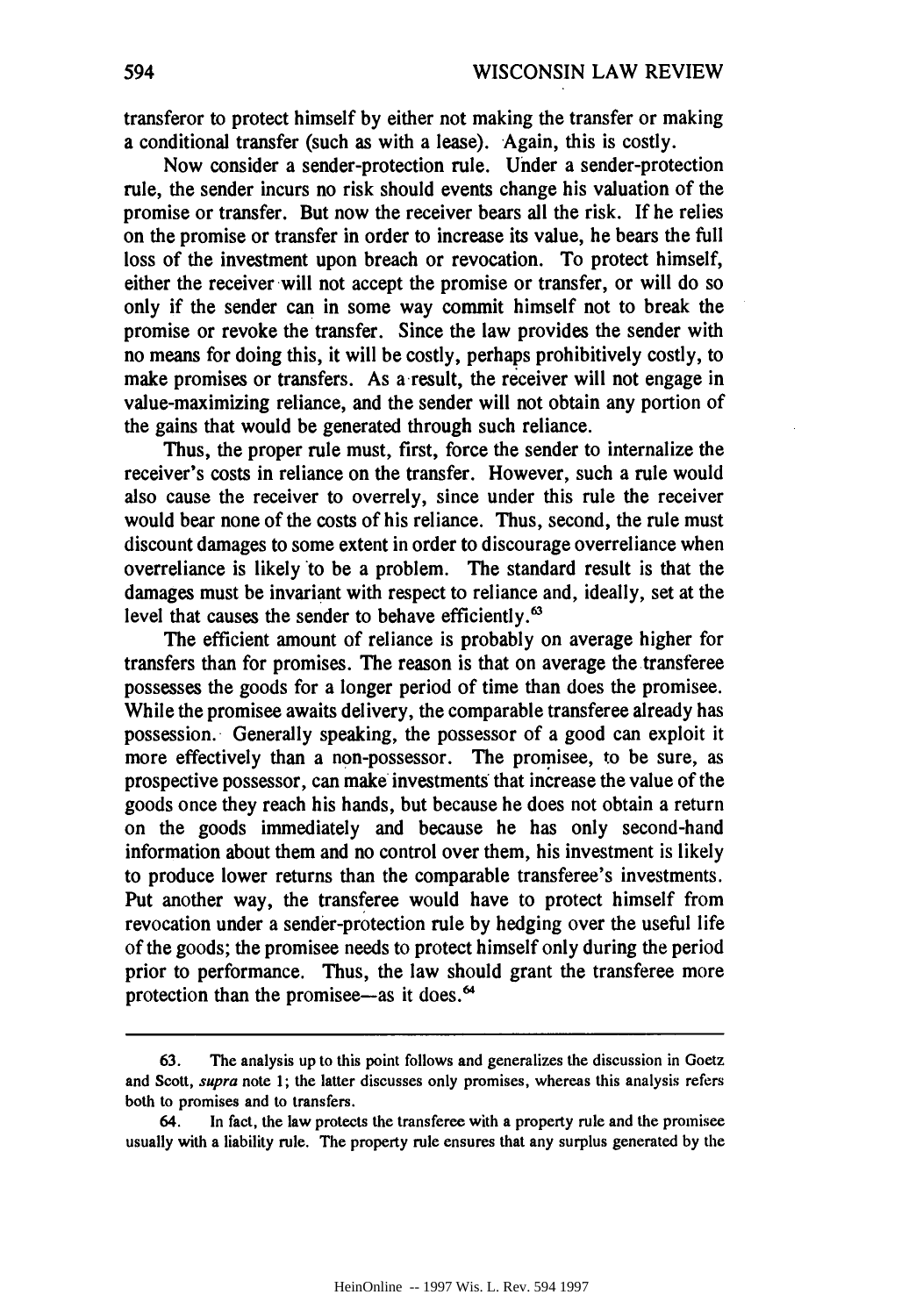transferor to protect himself by either not making the transfer or making a conditional transfer (such as with a lease). Again, this is costly.

Now consider a sender-protection rule. Under a sender-protection rule, the sender incurs no risk should events change his valuation of the promise or transfer. But now the receiver bears all the risk. If he relies on the promise or transfer in order to increase its value, he bears the full loss of the investment upon breach or revocation. To protect himself, either the receiver will not accept the promise or transfer, or will do so only if the sender can in some way commit himself not to break the promise or revoke the transfer. Since the law provides the sender with no means for doing this, it will be costly, perhaps prohibitively costly, to make promises or transfers. As a result, the receiver will not engage in value-maximizing reliance, and the sender will not obtain any portion of the gains that would be generated through such reliance.

Thus, the proper rule must, first, force the sender to internalize the receiver's costs in reliance on the transfer. However, such a rule would also cause the receiver to overrely, since under this rule the receiver would bear none of the costs of his reliance. Thus, second, the rule must discount damages to some extent in order to discourage overreliance when overreliance is likely to be a problem. The standard result is that the damages must be invariant with respect to reliance and, ideally, set at the level that causes the sender to behave efficiently.[63]

The efficient amount of reliance is probably on average higher for transfers than for promises. The reason is that on average the transferee possesses the goods for a longer period of time than does the promisee. While the promisee awaits delivery, the comparable transferee already has possession. Generally speaking, the possessor of a good can exploit it more effectively than a non-possessor. The promisee, to be sure, as prospective possessor, can make investments that increase the value of the goods once they reach his hands, but because he does not obtain a return on the goods immediately and because he has only second-hand information about them and no control over them, his investment is likely to produce lower returns than the comparable transferee's investments. Put another way, the transferee would have to protect himself from revocation under a sender-protection rule by hedging over the useful life of the goods; the promisee needs to protect himself only during the period prior to performance. Thus, the law should grant the transferee more protection than the promisee—as it does.[64]

---

63. The analysis up to this point follows and generalizes the discussion in Goetz and Scott, *supra* note 1; the latter discusses only promises, whereas this analysis refers both to promises and to transfers.

64. In fact, the law protects the transferee with a property rule and the promisee usually with a liability rule. The property rule ensures that any surplus generated by the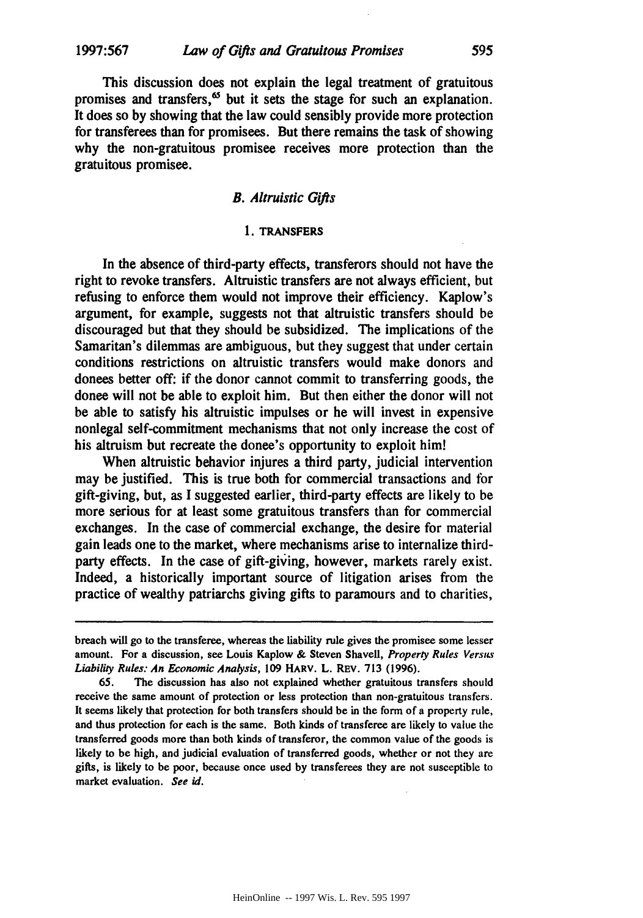This discussion does not explain the legal treatment of gratuitous promises and transfers,[65] but it sets the stage for such an explanation. It does so by showing that the law could sensibly provide more protection for transferees than for promisees. But there remains the task of showing why the non-gratuitous promisee receives more protection than the gratuitous promisee.

### *B. Altruistic Gifts*

#### 1. TRANSFERS

In the absence of third-party effects, transferors should not have the right to revoke transfers. Altruistic transfers are not always efficient, but refusing to enforce them would not improve their efficiency. Kaplow's argument, for example, suggests not that altruistic transfers should be discouraged but that they should be subsidized. The implications of the Samaritan's dilemmas are ambiguous, but they suggest that under certain conditions restrictions on altruistic transfers would make donors and donees better off: if the donor cannot commit to transferring goods, the donee will not be able to exploit him. But then either the donor will not be able to satisfy his altruistic impulses or he will invest in expensive nonlegal self-commitment mechanisms that not only increase the cost of his altruism but recreate the donee's opportunity to exploit him!

When altruistic behavior injures a third party, judicial intervention may be justified. This is true both for commercial transactions and for gift-giving, but, as I suggested earlier, third-party effects are likely to be more serious for at least some gratuitous transfers than for commercial exchanges. In the case of commercial exchange, the desire for material gain leads one to the market, where mechanisms arise to internalize third-party effects. In the case of gift-giving, however, markets rarely exist. Indeed, a historically important source of litigation arises from the practice of wealthy patriarchs giving gifts to paramours and to charities,

---

breach will go to the transferee, whereas the liability rule gives the promisee some lesser amount. For a discussion, see Louis Kaplow & Steven Shavell, *Property Rules Versus Liability Rules: An Economic Analysis*, 109 HARV. L. REV. 713 (1996).

65. The discussion has also not explained whether gratuitous transfers should receive the same amount of protection or less protection than non-gratuitous transfers. It seems likely that protection for both transfers should be in the form of a property rule, and thus protection for each is the same. Both kinds of transferee are likely to value the transferred goods more than both kinds of transferor, the common value of the goods is likely to be high, and judicial evaluation of transferred goods, whether or not they are gifts, is likely to be poor, because once used by transferees they are not susceptible to market evaluation. *See id.*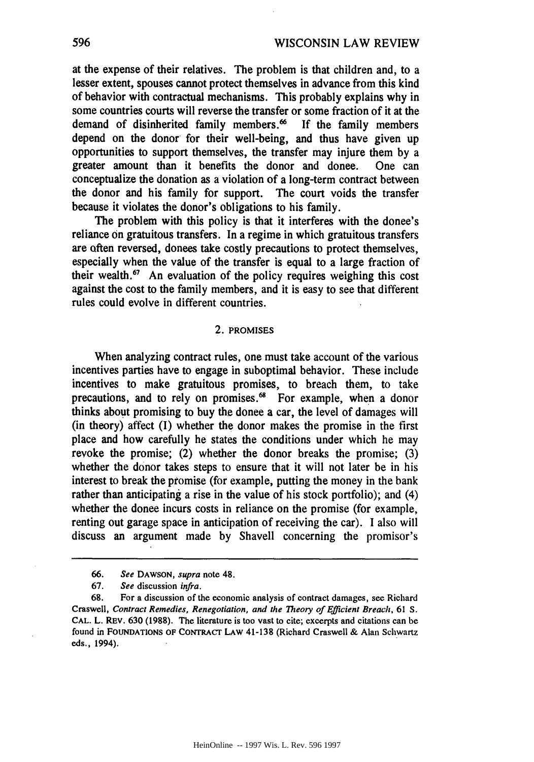at the expense of their relatives. The problem is that children and, to a lesser extent, spouses cannot protect themselves in advance from this kind of behavior with contractual mechanisms. This probably explains why in some countries courts will reverse the transfer or some fraction of it at the demand of disinherited family members.[66] If the family members depend on the donor for their well-being, and thus have given up opportunities to support themselves, the transfer may injure them by a greater amount than it benefits the donor and donee. One can conceptualize the donation as a violation of a long-term contract between the donor and his family for support. The court voids the transfer because it violates the donor's obligations to his family.

The problem with this policy is that it interferes with the donee's reliance on gratuitous transfers. In a regime in which gratuitous transfers are often reversed, donees take costly precautions to protect themselves, especially when the value of the transfer is equal to a large fraction of their wealth.[67] An evaluation of the policy requires weighing this cost against the cost to the family members, and it is easy to see that different rules could evolve in different countries.

### 2. PROMISES

When analyzing contract rules, one must take account of the various incentives parties have to engage in suboptimal behavior. These include incentives to make gratuitous promises, to breach them, to take precautions, and to rely on promises.[68] For example, when a donor thinks about promising to buy the donee a car, the level of damages will (in theory) affect (1) whether the donor makes the promise in the first place and how carefully he states the conditions under which he may revoke the promise; (2) whether the donor breaks the promise; (3) whether the donor takes steps to ensure that it will not later be in his interest to break the promise (for example, putting the money in the bank rather than anticipating a rise in the value of his stock portfolio); and (4) whether the donee incurs costs in reliance on the promise (for example, renting out garage space in anticipation of receiving the car). I also will discuss an argument made by Shavell concerning the promisor's

---

66. *See* DAWSON, *supra* note 48.

67. *See* discussion *infra*.

68. For a discussion of the economic analysis of contract damages, see Richard Craswell, *Contract Remedies, Renegotiation, and the Theory of Efficient Breach*, 61 S. CAL. L. REV. 630 (1988). The literature is too vast to cite; excerpts and citations can be found in FOUNDATIONS OF CONTRACT LAW 41-138 (Richard Craswell & Alan Schwartz eds., 1994).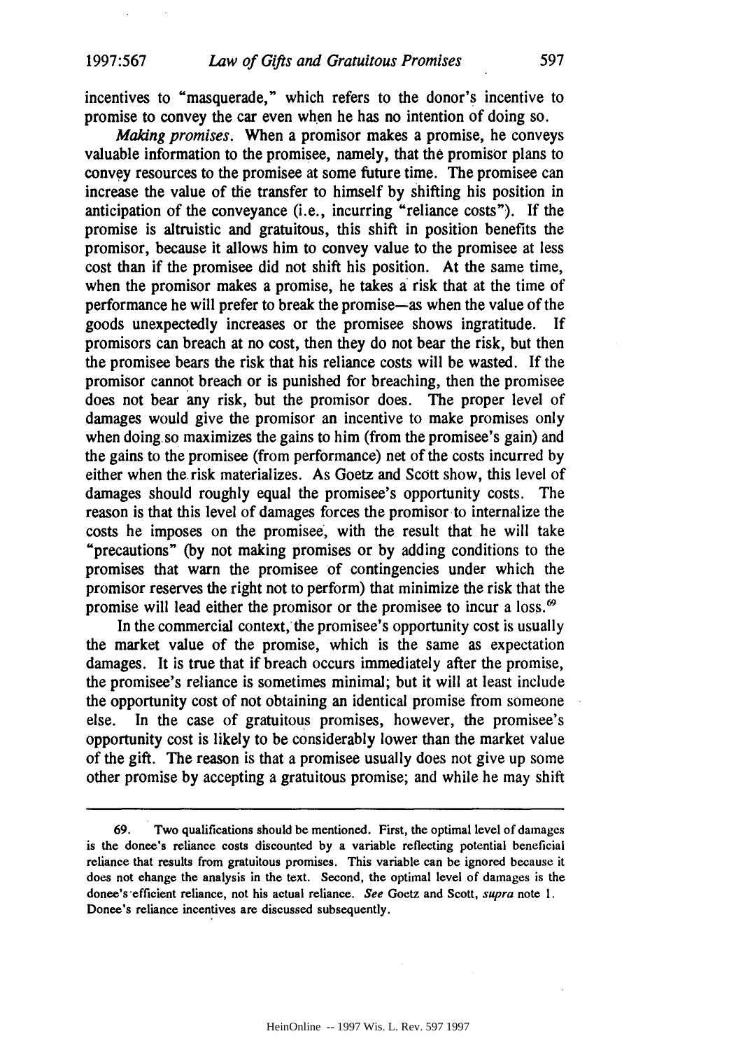incentives to "masquerade," which refers to the donor's incentive to promise to convey the car even when he has no intention of doing so.

*Making promises.* When a promisor makes a promise, he conveys valuable information to the promisee, namely, that the promisor plans to convey resources to the promisee at some future time. The promisee can increase the value of the transfer to himself by shifting his position in anticipation of the conveyance (i.e., incurring "reliance costs"). If the promise is altruistic and gratuitous, this shift in position benefits the promisor, because it allows him to convey value to the promisee at less cost than if the promisee did not shift his position. At the same time, when the promisor makes a promise, he takes a risk that at the time of performance he will prefer to break the promise—as when the value of the goods unexpectedly increases or the promisee shows ingratitude. If promisors can breach at no cost, then they do not bear the risk, but then the promisee bears the risk that his reliance costs will be wasted. If the promisor cannot breach or is punished for breaching, then the promisee does not bear any risk, but the promisor does. The proper level of damages would give the promisor an incentive to make promises only when doing so maximizes the gains to him (from the promisee's gain) and the gains to the promisee (from performance) net of the costs incurred by either when the risk materializes. As Goetz and Scott show, this level of damages should roughly equal the promisee's opportunity costs. The reason is that this level of damages forces the promisor to internalize the costs he imposes on the promisee, with the result that he will take "precautions" (by not making promises or by adding conditions to the promises that warn the promisee of contingencies under which the promisor reserves the right not to perform) that minimize the risk that the promise will lead either the promisor or the promisee to incur a loss.[69]

In the commercial context, the promisee's opportunity cost is usually the market value of the promise, which is the same as expectation damages. It is true that if breach occurs immediately after the promise, the promisee's reliance is sometimes minimal; but it will at least include the opportunity cost of not obtaining an identical promise from someone else. In the case of gratuitous promises, however, the promisee's opportunity cost is likely to be considerably lower than the market value of the gift. The reason is that a promisee usually does not give up some other promise by accepting a gratuitous promise; and while he may shift

---

69. Two qualifications should be mentioned. First, the optimal level of damages is the donee's reliance costs discounted by a variable reflecting potential beneficial reliance that results from gratuitous promises. This variable can be ignored because it does not change the analysis in the text. Second, the optimal level of damages is the donee's efficient reliance, not his actual reliance. *See* Goetz and Scott, *supra* note 1. Donee's reliance incentives are discussed subsequently.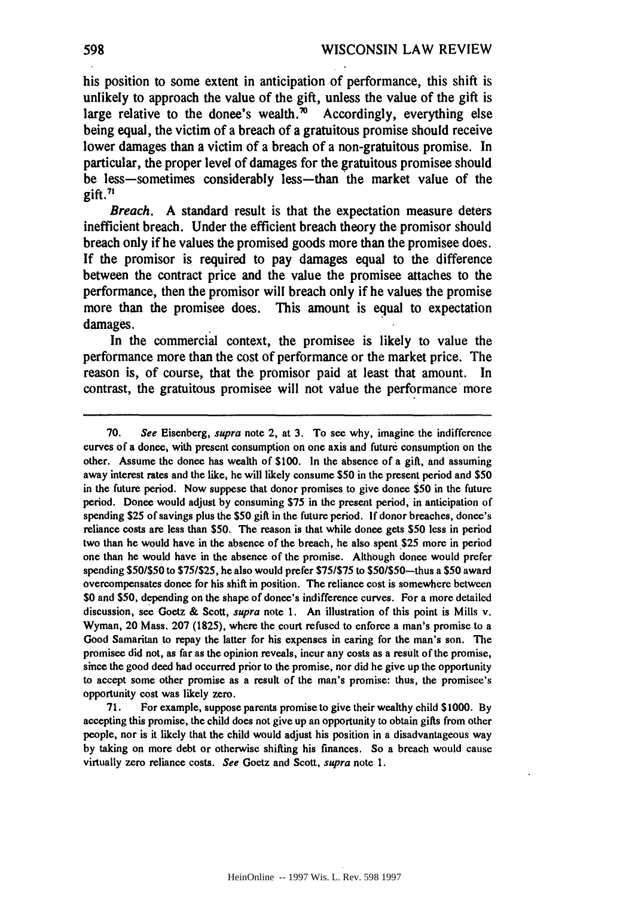his position to some extent in anticipation of performance, this shift is unlikely to approach the value of the gift, unless the value of the gift is large relative to the donee's wealth.[70] Accordingly, everything else being equal, the victim of a breach of a gratuitous promise should receive lower damages than a victim of a breach of a non-gratuitous promise. In particular, the proper level of damages for the gratuitous promisee should be less—sometimes considerably less—than the market value of the gift.[71]

*Breach*. A standard result is that the expectation measure deters inefficient breach. Under the efficient breach theory the promisor should breach only if he values the promised goods more than the promisee does. If the promisor is required to pay damages equal to the difference between the contract price and the value the promisee attaches to the performance, then the promisor will breach only if he values the promise more than the promisee does. This amount is equal to expectation damages.

In the commercial context, the promisee is likely to value the performance more than the cost of performance or the market price. The reason is, of course, that the promisor paid at least that amount. In contrast, the gratuitous promisee will not value the performance more

---

70. *See* Eisenberg, *supra* note 2, at 3. To see why, imagine the indifference curves of a donee, with present consumption on one axis and future consumption on the other. Assume the donee has wealth of $100. In the absence of a gift, and assuming away interest rates and the like, he will likely consume $50 in the present period and $50 in the future period. Now suppose that donor promises to give donee $50 in the future period. Donee would adjust by consuming $75 in the present period, in anticipation of spending $25 of savings plus the $50 gift in the future period. If donor breaches, donee's reliance costs are less than $50. The reason is that while donee gets $50 less in period two than he would have in the absence of the breach, he also spent $25 more in period one than he would have in the absence of the promise. Although donee would prefer spending $50/$50 to $75/$25, he also would prefer $75/$75 to $50/$50—thus a $50 award overcompensates donee for his shift in position. The reliance cost is somewhere between $0 and $50, depending on the shape of donee's indifference curves. For a more detailed discussion, see Goetz & Scott, *supra* note 1. An illustration of this point is Mills v. Wyman, 20 Mass. 207 (1825), where the court refused to enforce a man's promise to a Good Samaritan to repay the latter for his expenses in caring for the man's son. The promisee did not, as far as the opinion reveals, incur any costs as a result of the promise, since the good deed had occurred prior to the promise, nor did he give up the opportunity to accept some other promise as a result of the man's promise: thus, the promisee's opportunity cost was likely zero.

71. For example, suppose parents promise to give their wealthy child $1000. By accepting this promise, the child does not give up an opportunity to obtain gifts from other people, nor is it likely that the child would adjust his position in a disadvantageous way by taking on more debt or otherwise shifting his finances. So a breach would cause virtually zero reliance costs. *See* Goetz and Scott, *supra* note 1.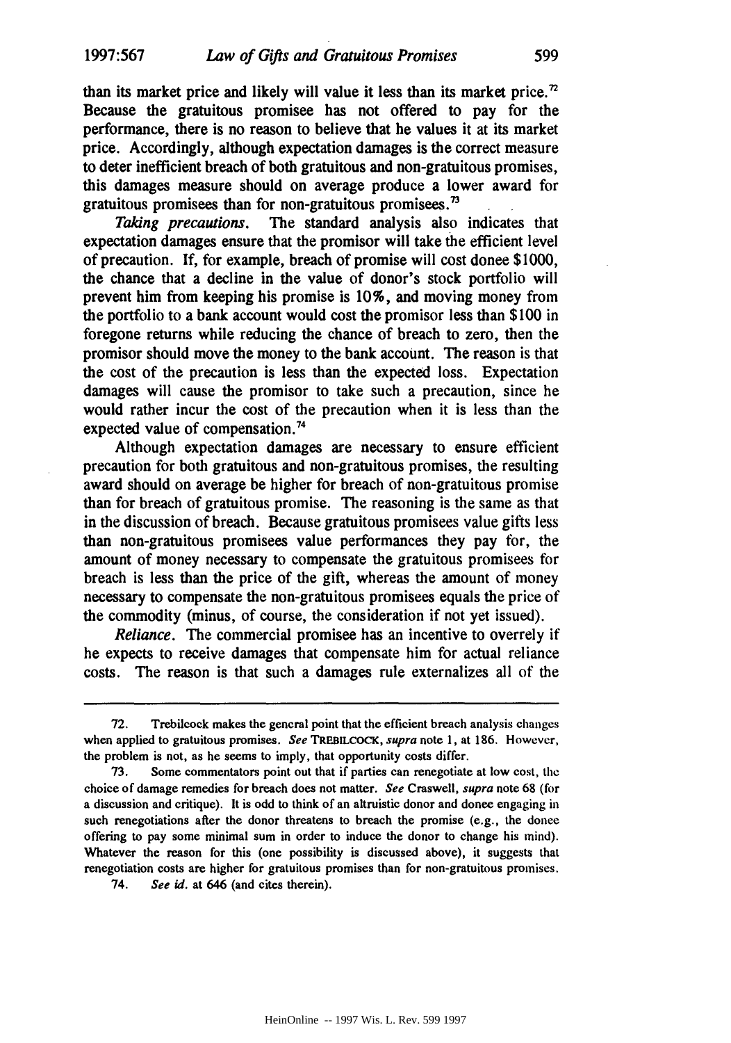than its market price and likely will value it less than its market price.[72] Because the gratuitous promisee has not offered to pay for the performance, there is no reason to believe that he values it at its market price. Accordingly, although expectation damages is the correct measure to deter inefficient breach of both gratuitous and non-gratuitous promises, this damages measure should on average produce a lower award for gratuitous promisees than for non-gratuitous promisees.[73]

*Taking precautions.* The standard analysis also indicates that expectation damages ensure that the promisor will take the efficient level of precaution. If, for example, breach of promise will cost donee $1000, the chance that a decline in the value of donor's stock portfolio will prevent him from keeping his promise is 10%, and moving money from the portfolio to a bank account would cost the promisor less than $100 in foregone returns while reducing the chance of breach to zero, then the promisor should move the money to the bank account. The reason is that the cost of the precaution is less than the expected loss. Expectation damages will cause the promisor to take such a precaution, since he would rather incur the cost of the precaution when it is less than the expected value of compensation.[74]

Although expectation damages are necessary to ensure efficient precaution for both gratuitous and non-gratuitous promises, the resulting award should on average be higher for breach of non-gratuitous promise than for breach of gratuitous promise. The reasoning is the same as that in the discussion of breach. Because gratuitous promisees value gifts less than non-gratuitous promisees value performances they pay for, the amount of money necessary to compensate the gratuitous promisees for breach is less than the price of the gift, whereas the amount of money necessary to compensate the non-gratuitous promisees equals the price of the commodity (minus, of course, the consideration if not yet issued).

*Reliance.* The commercial promisee has an incentive to overrely if he expects to receive damages that compensate him for actual reliance costs. The reason is that such a damages rule externalizes all of the

---

72. Trebilcock makes the general point that the efficient breach analysis changes when applied to gratuitous promises. *See* TREBILCOCK, *supra* note 1, at 186. However, the problem is not, as he seems to imply, that opportunity costs differ.

73. Some commentators point out that if parties can renegotiate at low cost, the choice of damage remedies for breach does not matter. *See* Craswell, *supra* note 68 (for a discussion and critique). It is odd to think of an altruistic donor and donee engaging in such renegotiations after the donor threatens to breach the promise (e.g., the donee offering to pay some minimal sum in order to induce the donor to change his mind). Whatever the reason for this (one possibility is discussed above), it suggests that renegotiation costs are higher for gratuitous promises than for non-gratuitous promises.

74. *See id.* at 646 (and cites therein).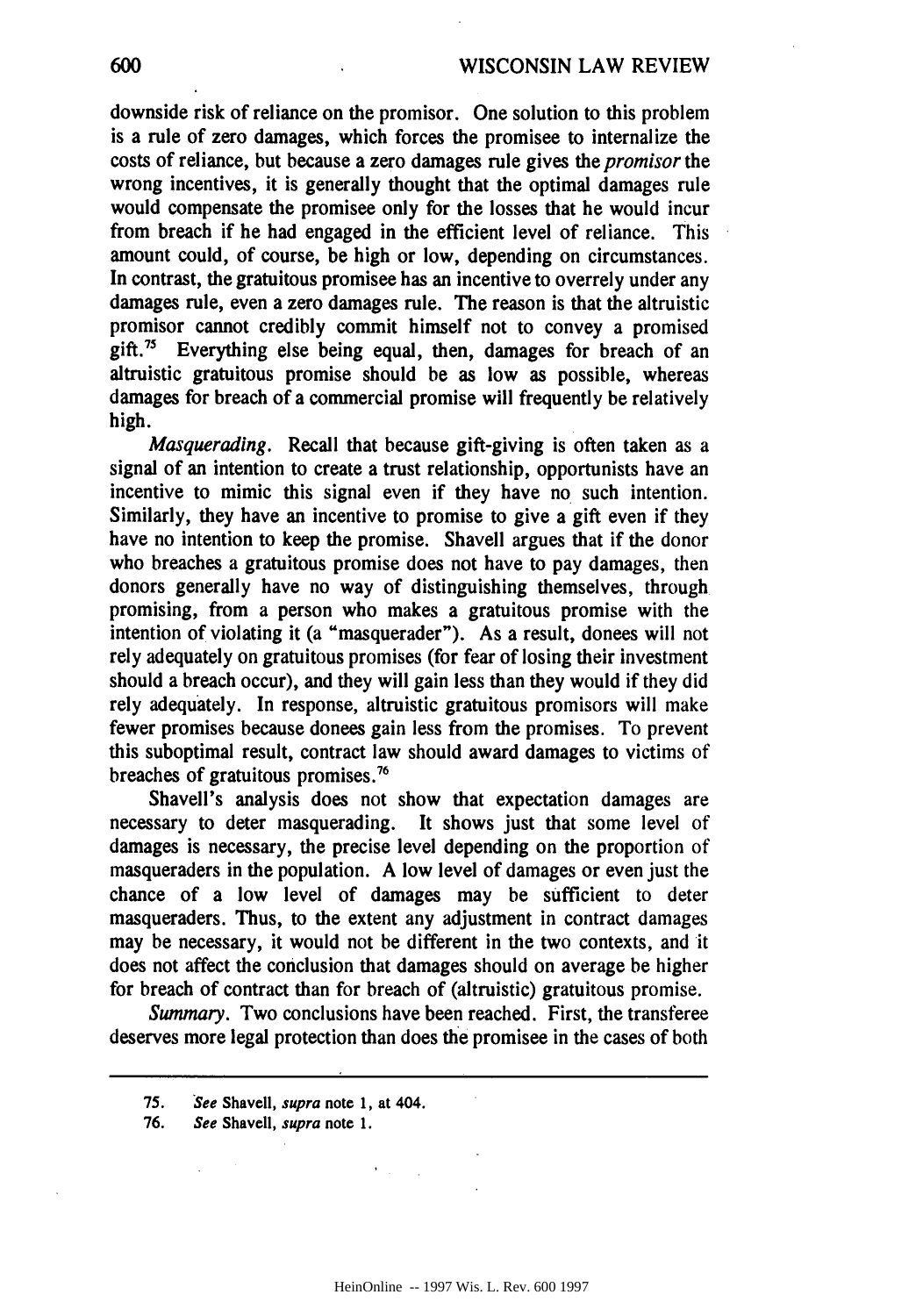downside risk of reliance on the promisor. One solution to this problem is a rule of zero damages, which forces the promisee to internalize the costs of reliance, but because a zero damages rule gives the *promisor* the wrong incentives, it is generally thought that the optimal damages rule would compensate the promisee only for the losses that he would incur from breach if he had engaged in the efficient level of reliance. This amount could, of course, be high or low, depending on circumstances. In contrast, the gratuitous promisee has an incentive to overrely under any damages rule, even a zero damages rule. The reason is that the altruistic promisor cannot credibly commit himself not to convey a promised gift.[75] Everything else being equal, then, damages for breach of an altruistic gratuitous promise should be as low as possible, whereas damages for breach of a commercial promise will frequently be relatively high.

*Masquerading*. Recall that because gift-giving is often taken as a signal of an intention to create a trust relationship, opportunists have an incentive to mimic this signal even if they have no such intention. Similarly, they have an incentive to promise to give a gift even if they have no intention to keep the promise. Shavell argues that if the donor who breaches a gratuitous promise does not have to pay damages, then donors generally have no way of distinguishing themselves, through promising, from a person who makes a gratuitous promise with the intention of violating it (a "masquerader"). As a result, donees will not rely adequately on gratuitous promises (for fear of losing their investment should a breach occur), and they will gain less than they would if they did rely adequately. In response, altruistic gratuitous promisors will make fewer promises because donees gain less from the promises. To prevent this suboptimal result, contract law should award damages to victims of breaches of gratuitous promises.[76]

Shavell's analysis does not show that expectation damages are necessary to deter masquerading. It shows just that some level of damages is necessary, the precise level depending on the proportion of masqueraders in the population. A low level of damages or even just the chance of a low level of damages may be sufficient to deter masqueraders. Thus, to the extent any adjustment in contract damages may be necessary, it would not be different in the two contexts, and it does not affect the conclusion that damages should on average be higher for breach of contract than for breach of (altruistic) gratuitous promise.

*Summary*. Two conclusions have been reached. First, the transferee deserves more legal protection than does the promisee in the cases of both

---

75. *See* Shavell, *supra* note 1, at 404.

76. *See* Shavell, *supra* note 1.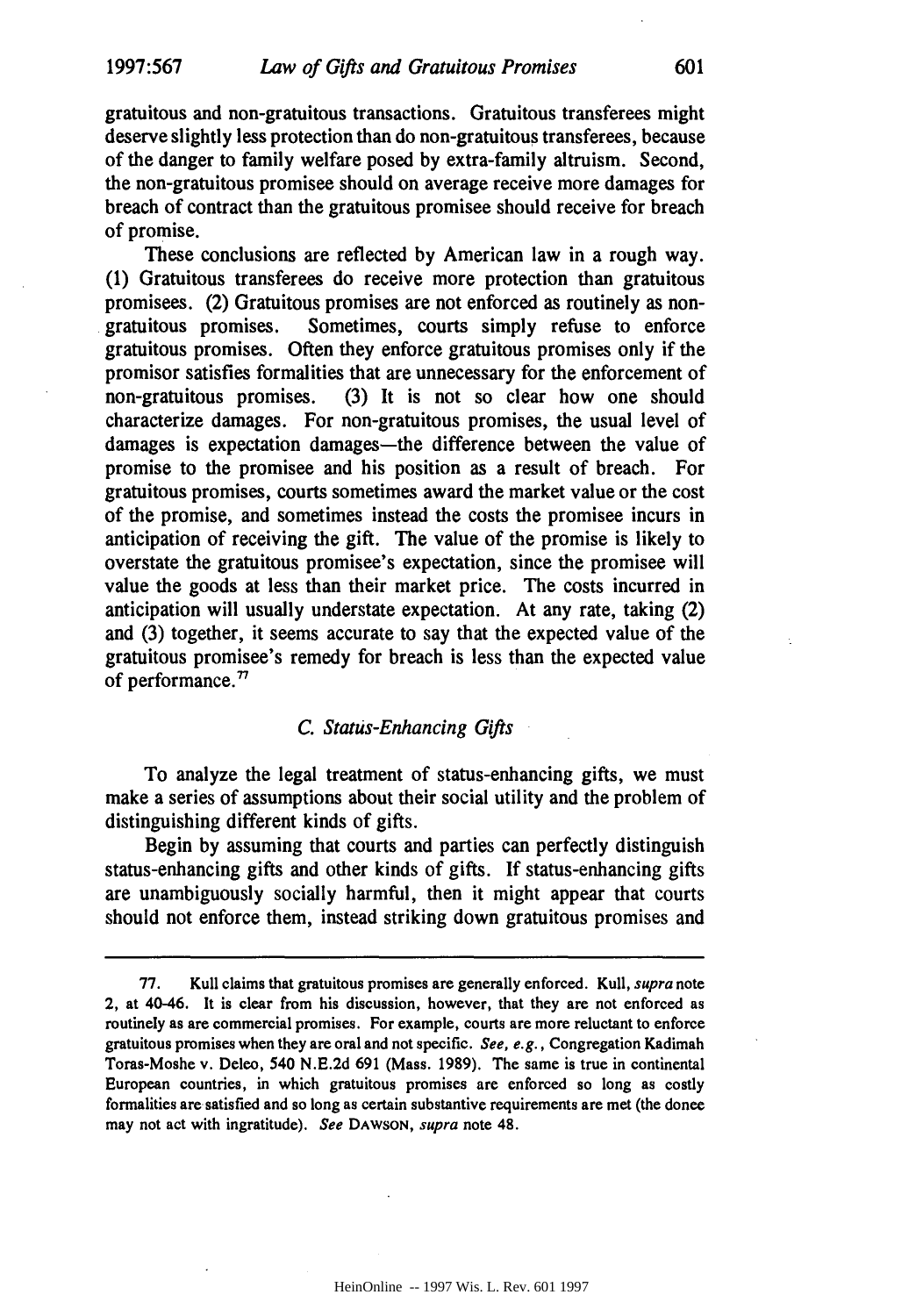gratuitous and non-gratuitous transactions. Gratuitous transferees might deserve slightly less protection than do non-gratuitous transferees, because of the danger to family welfare posed by extra-family altruism. Second, the non-gratuitous promisee should on average receive more damages for breach of contract than the gratuitous promisee should receive for breach of promise.

These conclusions are reflected by American law in a rough way. (1) Gratuitous transferees do receive more protection than gratuitous promisees. (2) Gratuitous promises are not enforced as routinely as non-gratuitous promises. Sometimes, courts simply refuse to enforce gratuitous promises. Often they enforce gratuitous promises only if the promisor satisfies formalities that are unnecessary for the enforcement of non-gratuitous promises. (3) It is not so clear how one should characterize damages. For non-gratuitous promises, the usual level of damages is expectation damages—the difference between the value of promise to the promisee and his position as a result of breach. For gratuitous promises, courts sometimes award the market value or the cost of the promise, and sometimes instead the costs the promisee incurs in anticipation of receiving the gift. The value of the promise is likely to overstate the gratuitous promisee's expectation, since the promisee will value the goods at less than their market price. The costs incurred in anticipation will usually understate expectation. At any rate, taking (2) and (3) together, it seems accurate to say that the expected value of the gratuitous promisee's remedy for breach is less than the expected value of performance.[77]

### *C. Status-Enhancing Gifts*

To analyze the legal treatment of status-enhancing gifts, we must make a series of assumptions about their social utility and the problem of distinguishing different kinds of gifts.

Begin by assuming that courts and parties can perfectly distinguish status-enhancing gifts and other kinds of gifts. If status-enhancing gifts are unambiguously socially harmful, then it might appear that courts should not enforce them, instead striking down gratuitous promises and

---

77. Kull claims that gratuitous promises are generally enforced. Kull, *supra* note 2, at 40-46. It is clear from his discussion, however, that they are not enforced as routinely as are commercial promises. For example, courts are more reluctant to enforce gratuitous promises when they are oral and not specific. *See, e.g.*, Congregation Kadimah Toras-Moshe v. Deleo, 540 N.E.2d 691 (Mass. 1989). The same is true in continental European countries, in which gratuitous promises are enforced so long as costly formalities are satisfied and so long as certain substantive requirements are met (the donee may not act with ingratitude). *See* DAWSON, *supra* note 48.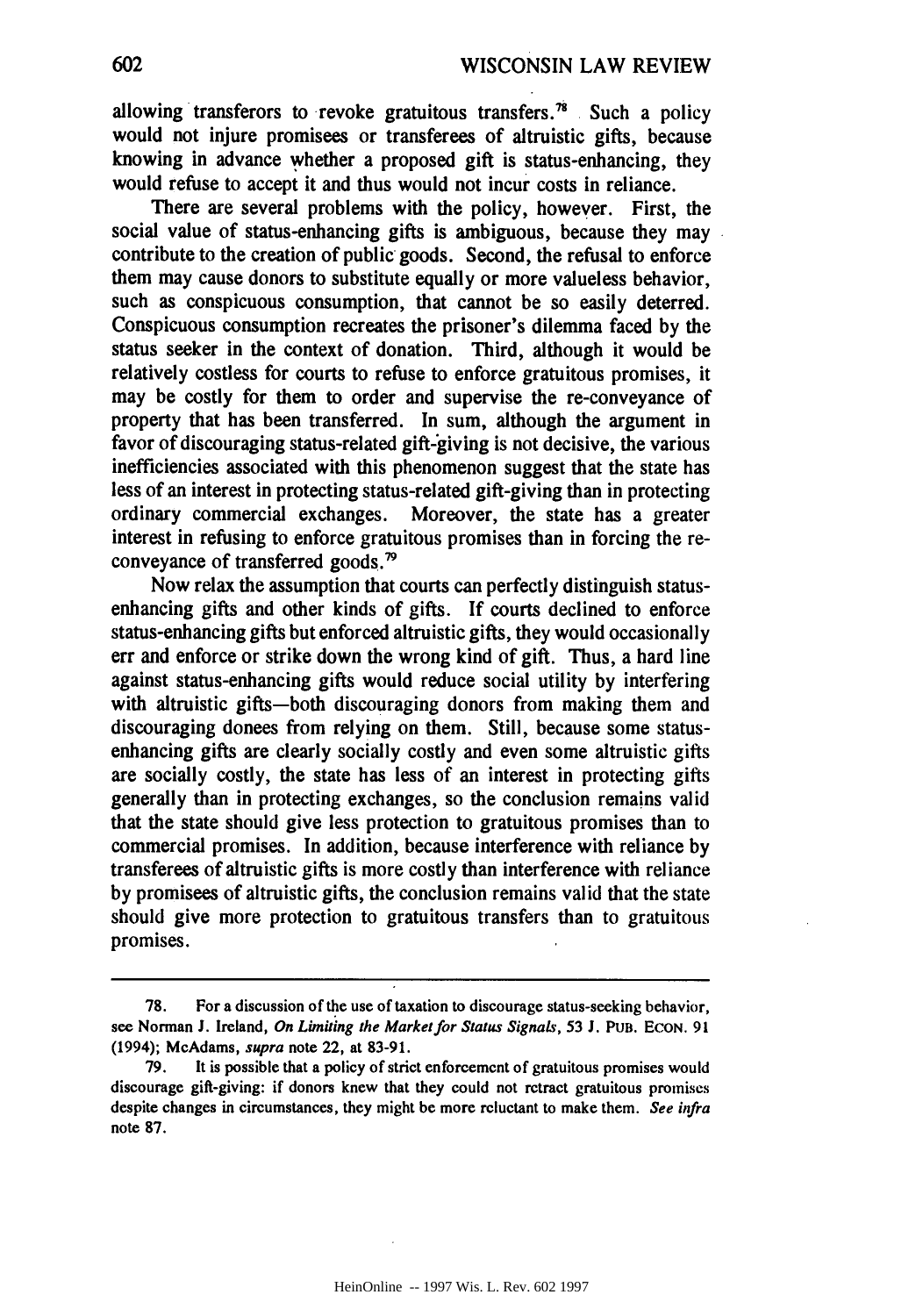allowing transferors to revoke gratuitous transfers.[78] Such a policy would not injure promisees or transferees of altruistic gifts, because knowing in advance whether a proposed gift is status-enhancing, they would refuse to accept it and thus would not incur costs in reliance.

There are several problems with the policy, however. First, the social value of status-enhancing gifts is ambiguous, because they may contribute to the creation of public goods. Second, the refusal to enforce them may cause donors to substitute equally or more valueless behavior, such as conspicuous consumption, that cannot be so easily deterred. Conspicuous consumption recreates the prisoner's dilemma faced by the status seeker in the context of donation. Third, although it would be relatively costless for courts to refuse to enforce gratuitous promises, it may be costly for them to order and supervise the re-conveyance of property that has been transferred. In sum, although the argument in favor of discouraging status-related gift-giving is not decisive, the various inefficiencies associated with this phenomenon suggest that the state has less of an interest in protecting status-related gift-giving than in protecting ordinary commercial exchanges. Moreover, the state has a greater interest in refusing to enforce gratuitous promises than in forcing the re-conveyance of transferred goods.[79]

Now relax the assumption that courts can perfectly distinguish status-enhancing gifts and other kinds of gifts. If courts declined to enforce status-enhancing gifts but enforced altruistic gifts, they would occasionally err and enforce or strike down the wrong kind of gift. Thus, a hard line against status-enhancing gifts would reduce social utility by interfering with altruistic gifts—both discouraging donors from making them and discouraging donees from relying on them. Still, because some status-enhancing gifts are clearly socially costly and even some altruistic gifts are socially costly, the state has less of an interest in protecting gifts generally than in protecting exchanges, so the conclusion remains valid that the state should give less protection to gratuitous promises than to commercial promises. In addition, because interference with reliance by transferees of altruistic gifts is more costly than interference with reliance by promisees of altruistic gifts, the conclusion remains valid that the state should give more protection to gratuitous transfers than to gratuitous promises.

---

78. For a discussion of the use of taxation to discourage status-seeking behavior, see Norman J. Ireland, *On Limiting the Market for Status Signals*, 53 J. PUB. ECON. 91 (1994); McAdams, *supra* note 22, at 83-91.

79. It is possible that a policy of strict enforcement of gratuitous promises would discourage gift-giving: if donors knew that they could not retract gratuitous promises despite changes in circumstances, they might be more reluctant to make them. *See infra* note 87.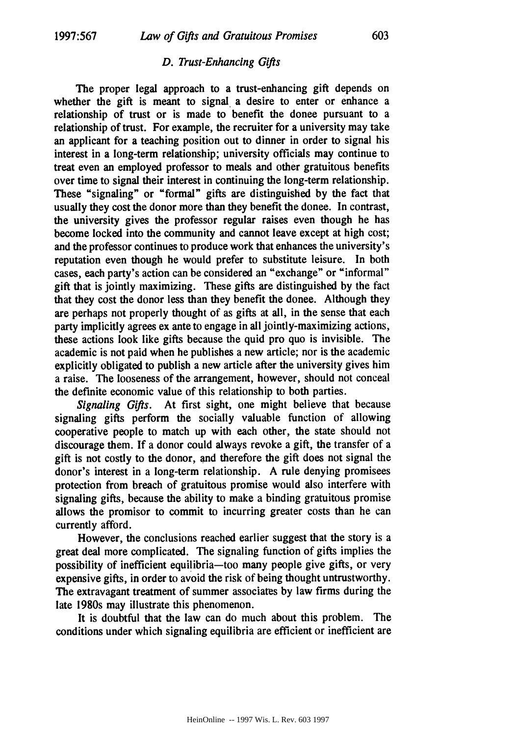### *D. Trust-Enhancing Gifts*

The proper legal approach to a trust-enhancing gift depends on whether the gift is meant to signal a desire to enter or enhance a relationship of trust or is made to benefit the donee pursuant to a relationship of trust. For example, the recruiter for a university may take an applicant for a teaching position out to dinner in order to signal his interest in a long-term relationship; university officials may continue to treat even an employed professor to meals and other gratuitous benefits over time to signal their interest in continuing the long-term relationship. These "signaling" or "formal" gifts are distinguished by the fact that usually they cost the donor more than they benefit the donee. In contrast, the university gives the professor regular raises even though he has become locked into the community and cannot leave except at high cost; and the professor continues to produce work that enhances the university's reputation even though he would prefer to substitute leisure. In both cases, each party's action can be considered an "exchange" or "informal" gift that is jointly maximizing. These gifts are distinguished by the fact that they cost the donor less than they benefit the donee. Although they are perhaps not properly thought of as gifts at all, in the sense that each party implicitly agrees ex ante to engage in all jointly-maximizing actions, these actions look like gifts because the quid pro quo is invisible. The academic is not paid when he publishes a new article; nor is the academic explicitly obligated to publish a new article after the university gives him a raise. The looseness of the arrangement, however, should not conceal the definite economic value of this relationship to both parties.

*Signaling Gifts.* At first sight, one might believe that because signaling gifts perform the socially valuable function of allowing cooperative people to match up with each other, the state should not discourage them. If a donor could always revoke a gift, the transfer of a gift is not costly to the donor, and therefore the gift does not signal the donor's interest in a long-term relationship. A rule denying promisees protection from breach of gratuitous promise would also interfere with signaling gifts, because the ability to make a binding gratuitous promise allows the promisor to commit to incurring greater costs than he can currently afford.

However, the conclusions reached earlier suggest that the story is a great deal more complicated. The signaling function of gifts implies the possibility of inefficient equilibria—too many people give gifts, or very expensive gifts, in order to avoid the risk of being thought untrustworthy. The extravagant treatment of summer associates by law firms during the late 1980s may illustrate this phenomenon.

It is doubtful that the law can do much about this problem. The conditions under which signaling equilibria are efficient or inefficient are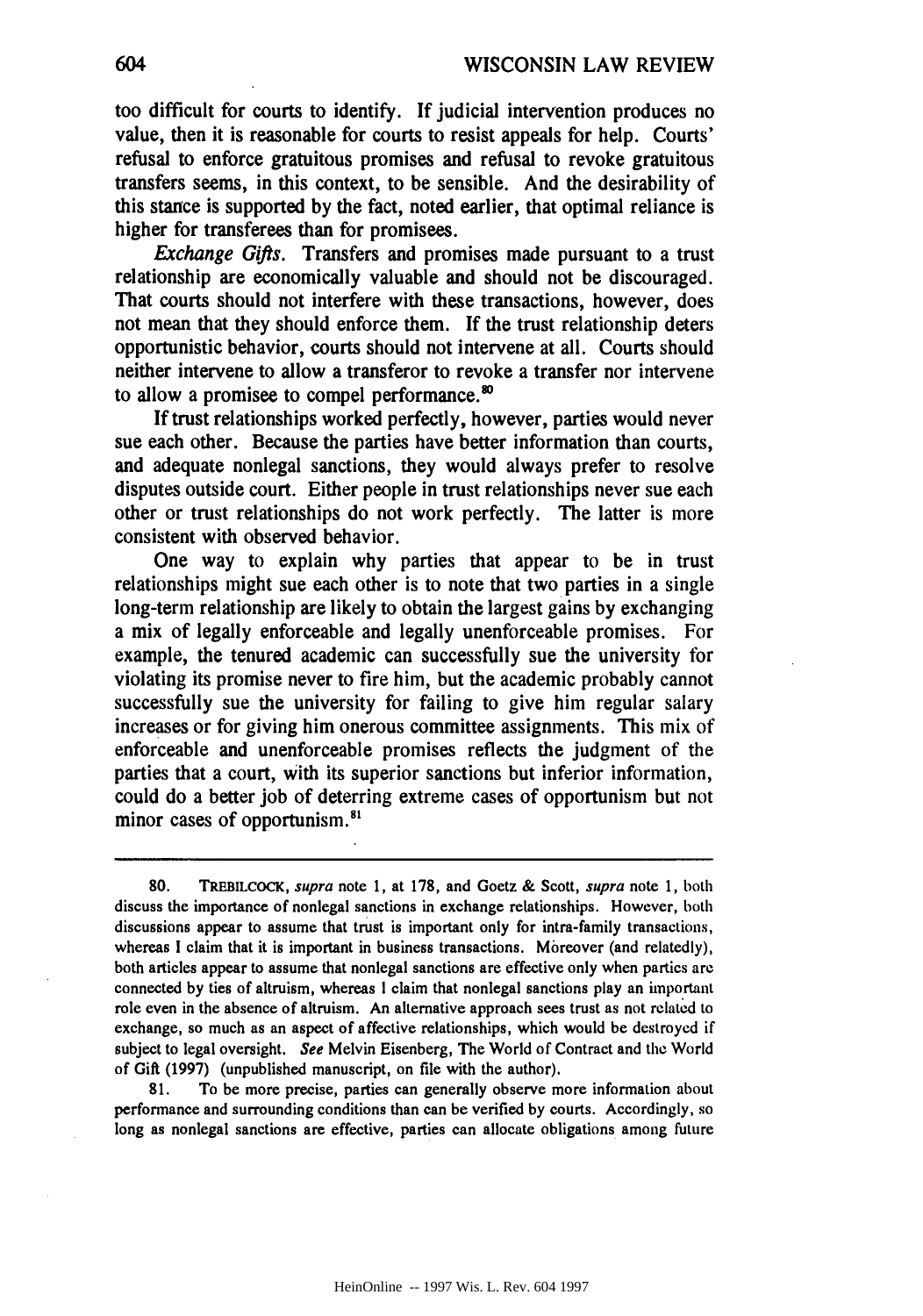too difficult for courts to identify. If judicial intervention produces no value, then it is reasonable for courts to resist appeals for help. Courts' refusal to enforce gratuitous promises and refusal to revoke gratuitous transfers seems, in this context, to be sensible. And the desirability of this stance is supported by the fact, noted earlier, that optimal reliance is higher for transferees than for promisees.

*Exchange Gifts.* Transfers and promises made pursuant to a trust relationship are economically valuable and should not be discouraged. That courts should not interfere with these transactions, however, does not mean that they should enforce them. If the trust relationship deters opportunistic behavior, courts should not intervene at all. Courts should neither intervene to allow a transferor to revoke a transfer nor intervene to allow a promisee to compel performance.[80]

If trust relationships worked perfectly, however, parties would never sue each other. Because the parties have better information than courts, and adequate nonlegal sanctions, they would always prefer to resolve disputes outside court. Either people in trust relationships never sue each other or trust relationships do not work perfectly. The latter is more consistent with observed behavior.

One way to explain why parties that appear to be in trust relationships might sue each other is to note that two parties in a single long-term relationship are likely to obtain the largest gains by exchanging a mix of legally enforceable and legally unenforceable promises. For example, the tenured academic can successfully sue the university for violating its promise never to fire him, but the academic probably cannot successfully sue the university for failing to give him regular salary increases or for giving him onerous committee assignments. This mix of enforceable and unenforceable promises reflects the judgment of the parties that a court, with its superior sanctions but inferior information, could do a better job of deterring extreme cases of opportunism but not minor cases of opportunism.[81]

---

80. TREBILCOCK, *supra* note 1, at 178, and Goetz & Scott, *supra* note 1, both discuss the importance of nonlegal sanctions in exchange relationships. However, both discussions appear to assume that trust is important only for intra-family transactions, whereas I claim that it is important in business transactions. Moreover (and relatedly), both articles appear to assume that nonlegal sanctions are effective only when parties are connected by ties of altruism, whereas I claim that nonlegal sanctions play an important role even in the absence of altruism. An alternative approach sees trust as not related to exchange, so much as an aspect of affective relationships, which would be destroyed if subject to legal oversight. *See* Melvin Eisenberg, The World of Contract and the World of Gift (1997) (unpublished manuscript, on file with the author).

81. To be more precise, parties can generally observe more information about performance and surrounding conditions than can be verified by courts. Accordingly, so long as nonlegal sanctions are effective, parties can allocate obligations among future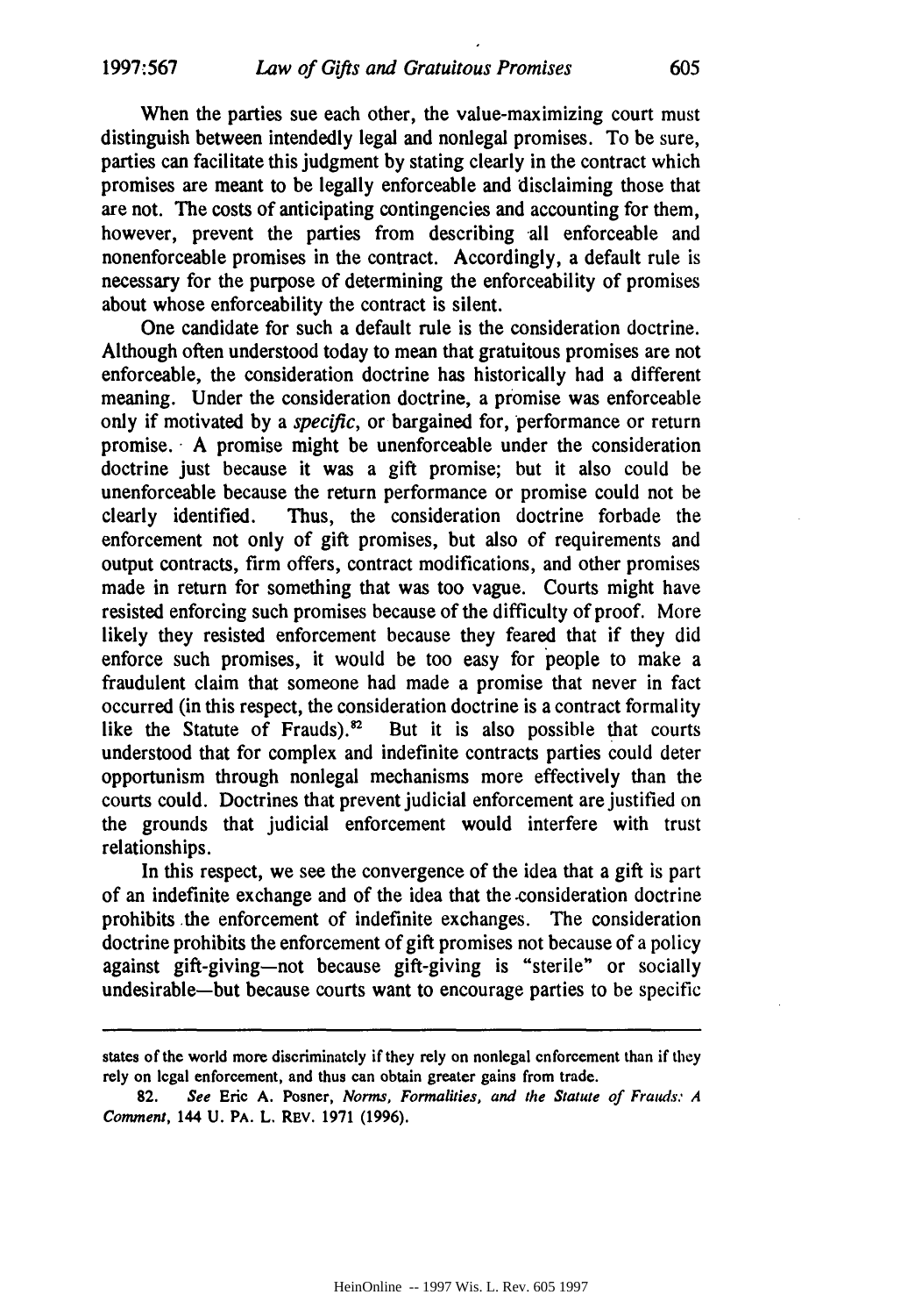When the parties sue each other, the value-maximizing court must distinguish between intendedly legal and nonlegal promises. To be sure, parties can facilitate this judgment by stating clearly in the contract which promises are meant to be legally enforceable and disclaiming those that are not. The costs of anticipating contingencies and accounting for them, however, prevent the parties from describing all enforceable and nonenforceable promises in the contract. Accordingly, a default rule is necessary for the purpose of determining the enforceability of promises about whose enforceability the contract is silent.

One candidate for such a default rule is the consideration doctrine. Although often understood today to mean that gratuitous promises are not enforceable, the consideration doctrine has historically had a different meaning. Under the consideration doctrine, a promise was enforceable only if motivated by a *specific*, or bargained for, performance or return promise. A promise might be unenforceable under the consideration doctrine just because it was a gift promise; but it also could be unenforceable because the return performance or promise could not be clearly identified. Thus, the consideration doctrine forbade the enforcement not only of gift promises, but also of requirements and output contracts, firm offers, contract modifications, and other promises made in return for something that was too vague. Courts might have resisted enforcing such promises because of the difficulty of proof. More likely they resisted enforcement because they feared that if they did enforce such promises, it would be too easy for people to make a fraudulent claim that someone had made a promise that never in fact occurred (in this respect, the consideration doctrine is a contract formality like the Statute of Frauds).[82] But it is also possible that courts understood that for complex and indefinite contracts parties could deter opportunism through nonlegal mechanisms more effectively than the courts could. Doctrines that prevent judicial enforcement are justified on the grounds that judicial enforcement would interfere with trust relationships.

In this respect, we see the convergence of the idea that a gift is part of an indefinite exchange and of the idea that the consideration doctrine prohibits the enforcement of indefinite exchanges. The consideration doctrine prohibits the enforcement of gift promises not because of a policy against gift-giving—not because gift-giving is "sterile" or socially undesirable—but because courts want to encourage parties to be specific

---

states of the world more discriminately if they rely on nonlegal enforcement than if they rely on legal enforcement, and thus can obtain greater gains from trade.

82. *See* Eric A. Posner, *Norms, Formalities, and the Statute of Frauds: A Comment*, 144 U. PA. L. REV. 1971 (1996).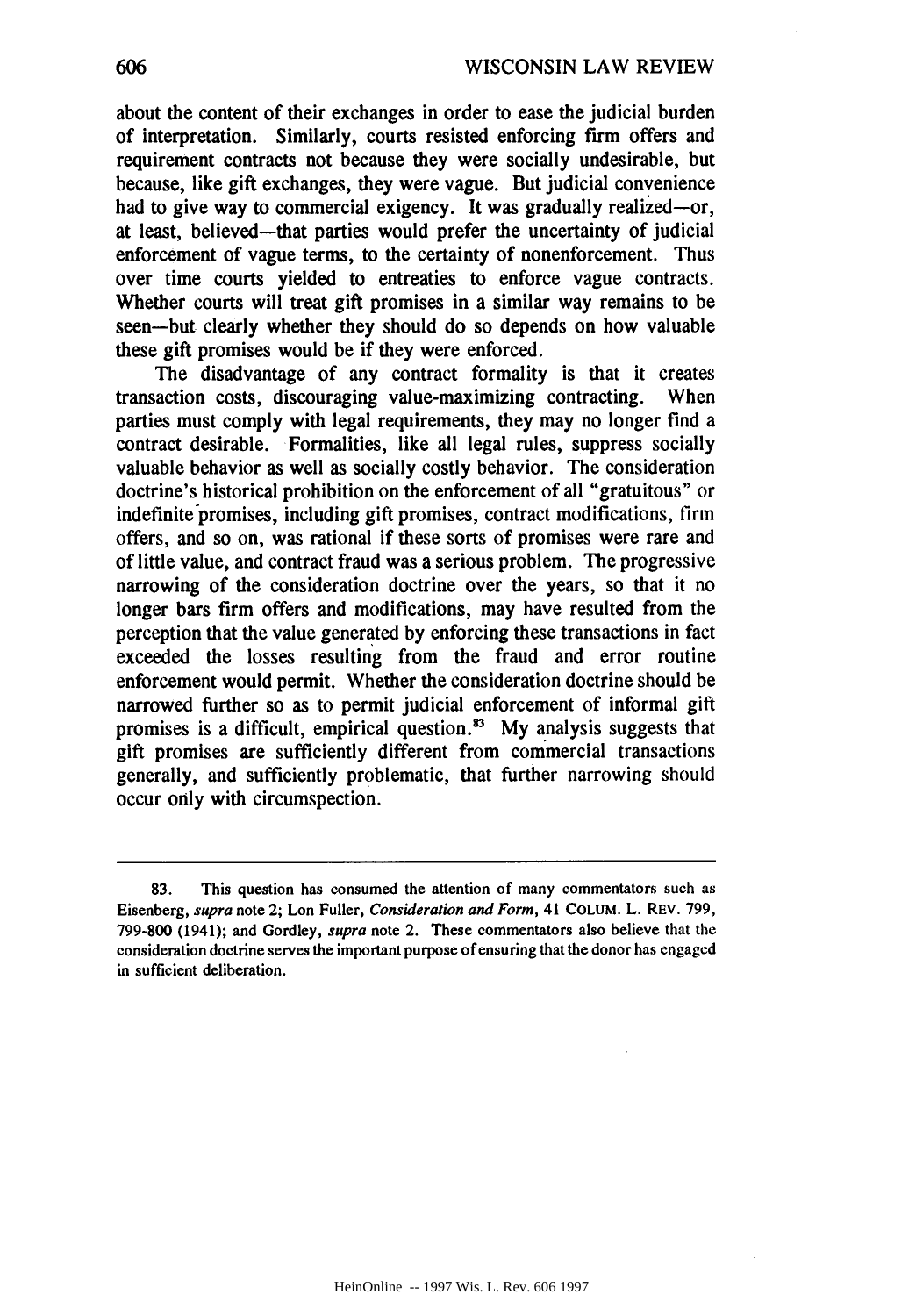about the content of their exchanges in order to ease the judicial burden of interpretation. Similarly, courts resisted enforcing firm offers and requirement contracts not because they were socially undesirable, but because, like gift exchanges, they were vague. But judicial convenience had to give way to commercial exigency. It was gradually realized—or, at least, believed—that parties would prefer the uncertainty of judicial enforcement of vague terms, to the certainty of nonenforcement. Thus over time courts yielded to entreaties to enforce vague contracts. Whether courts will treat gift promises in a similar way remains to be seen—but clearly whether they should do so depends on how valuable these gift promises would be if they were enforced.

The disadvantage of any contract formality is that it creates transaction costs, discouraging value-maximizing contracting. When parties must comply with legal requirements, they may no longer find a contract desirable. Formalities, like all legal rules, suppress socially valuable behavior as well as socially costly behavior. The consideration doctrine's historical prohibition on the enforcement of all "gratuitous" or indefinite promises, including gift promises, contract modifications, firm offers, and so on, was rational if these sorts of promises were rare and of little value, and contract fraud was a serious problem. The progressive narrowing of the consideration doctrine over the years, so that it no longer bars firm offers and modifications, may have resulted from the perception that the value generated by enforcing these transactions in fact exceeded the losses resulting from the fraud and error routine enforcement would permit. Whether the consideration doctrine should be narrowed further so as to permit judicial enforcement of informal gift promises is a difficult, empirical question.[83] My analysis suggests that gift promises are sufficiently different from commercial transactions generally, and sufficiently problematic, that further narrowing should occur only with circumspection.

---

83. This question has consumed the attention of many commentators such as Eisenberg, *supra* note 2; Lon Fuller, *Consideration and Form*, 41 COLUM. L. REV. 799, 799-800 (1941); and Gordley, *supra* note 2. These commentators also believe that the consideration doctrine serves the important purpose of ensuring that the donor has engaged in sufficient deliberation.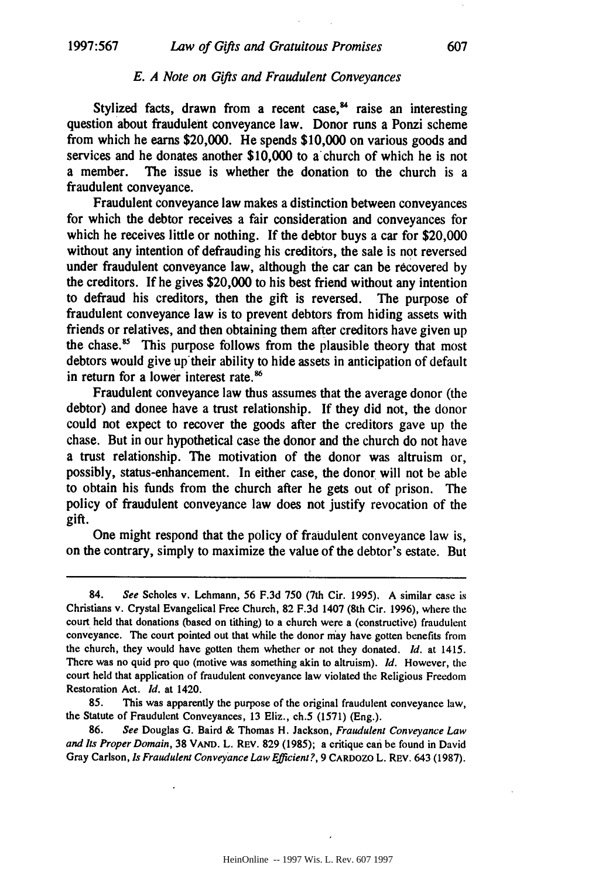### *E. A Note on Gifts and Fraudulent Conveyances*

Stylized facts, drawn from a recent case,[84] raise an interesting question about fraudulent conveyance law. Donor runs a Ponzi scheme from which he earns $20,000. He spends $10,000 on various goods and services and he donates another $10,000 to a church of which he is not a member. The issue is whether the donation to the church is a fraudulent conveyance.

Fraudulent conveyance law makes a distinction between conveyances for which the debtor receives a fair consideration and conveyances for which he receives little or nothing. If the debtor buys a car for $20,000 without any intention of defrauding his creditors, the sale is not reversed under fraudulent conveyance law, although the car can be recovered by the creditors. If he gives $20,000 to his best friend without any intention to defraud his creditors, then the gift is reversed. The purpose of fraudulent conveyance law is to prevent debtors from hiding assets with friends or relatives, and then obtaining them after creditors have given up the chase.[85] This purpose follows from the plausible theory that most debtors would give up their ability to hide assets in anticipation of default in return for a lower interest rate.[86]

Fraudulent conveyance law thus assumes that the average donor (the debtor) and donee have a trust relationship. If they did not, the donor could not expect to recover the goods after the creditors gave up the chase. But in our hypothetical case the donor and the church do not have a trust relationship. The motivation of the donor was altruism or, possibly, status-enhancement. In either case, the donor will not be able to obtain his funds from the church after he gets out of prison. The policy of fraudulent conveyance law does not justify revocation of the gift.

One might respond that the policy of fraudulent conveyance law is, on the contrary, simply to maximize the value of the debtor's estate. But

---

84. *See* Scholes v. Lehmann, 56 F.3d 750 (7th Cir. 1995). A similar case is Christians v. Crystal Evangelical Free Church, 82 F.3d 1407 (8th Cir. 1996), where the court held that donations (based on tithing) to a church were a (constructive) fraudulent conveyance. The court pointed out that while the donor may have gotten benefits from the church, they would have gotten them whether or not they donated. *Id.* at 1415. There was no quid pro quo (motive was something akin to altruism). *Id.* However, the court held that application of fraudulent conveyance law violated the Religious Freedom Restoration Act. *Id.* at 1420.

85. This was apparently the purpose of the original fraudulent conveyance law, the Statute of Fraudulent Conveyances, 13 Eliz., ch.5 (1571) (Eng.).

86. *See* Douglas G. Baird & Thomas H. Jackson, *Fraudulent Conveyance Law and Its Proper Domain*, 38 VAND. L. REV. 829 (1985); a critique can be found in David Gray Carlson, *Is Fraudulent Conveyance Law Efficient?*, 9 CARDOZO L. REV. 643 (1987).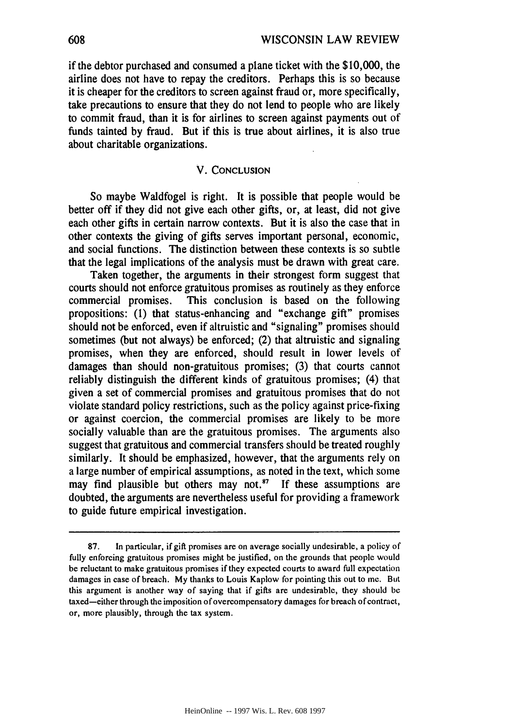if the debtor purchased and consumed a plane ticket with the $10,000, the airline does not have to repay the creditors. Perhaps this is so because it is cheaper for the creditors to screen against fraud or, more specifically, take precautions to ensure that they do not lend to people who are likely to commit fraud, than it is for airlines to screen against payments out of funds tainted by fraud. But if this is true about airlines, it is also true about charitable organizations.

## V. CONCLUSION

So maybe Waldfogel is right. It is possible that people would be better off if they did not give each other gifts, or, at least, did not give each other gifts in certain narrow contexts. But it is also the case that in other contexts the giving of gifts serves important personal, economic, and social functions. The distinction between these contexts is so subtle that the legal implications of the analysis must be drawn with great care.

Taken together, the arguments in their strongest form suggest that courts should not enforce gratuitous promises as routinely as they enforce commercial promises. This conclusion is based on the following propositions: (1) that status-enhancing and "exchange gift" promises should not be enforced, even if altruistic and "signaling" promises should sometimes (but not always) be enforced; (2) that altruistic and signaling promises, when they are enforced, should result in lower levels of damages than should non-gratuitous promises; (3) that courts cannot reliably distinguish the different kinds of gratuitous promises; (4) that given a set of commercial promises and gratuitous promises that do not violate standard policy restrictions, such as the policy against price-fixing or against coercion, the commercial promises are likely to be more socially valuable than are the gratuitous promises. The arguments also suggest that gratuitous and commercial transfers should be treated roughly similarly. It should be emphasized, however, that the arguments rely on a large number of empirical assumptions, as noted in the text, which some may find plausible but others may not.[87] If these assumptions are doubted, the arguments are nevertheless useful for providing a framework to guide future empirical investigation.

---

87. In particular, if gift promises are on average socially undesirable, a policy of fully enforcing gratuitous promises might be justified, on the grounds that people would be reluctant to make gratuitous promises if they expected courts to award full expectation damages in case of breach. My thanks to Louis Kaplow for pointing this out to me. But this argument is another way of saying that if gifts are undesirable, they should be taxed—either through the imposition of overcompensatory damages for breach of contract, or, more plausibly, through the tax system.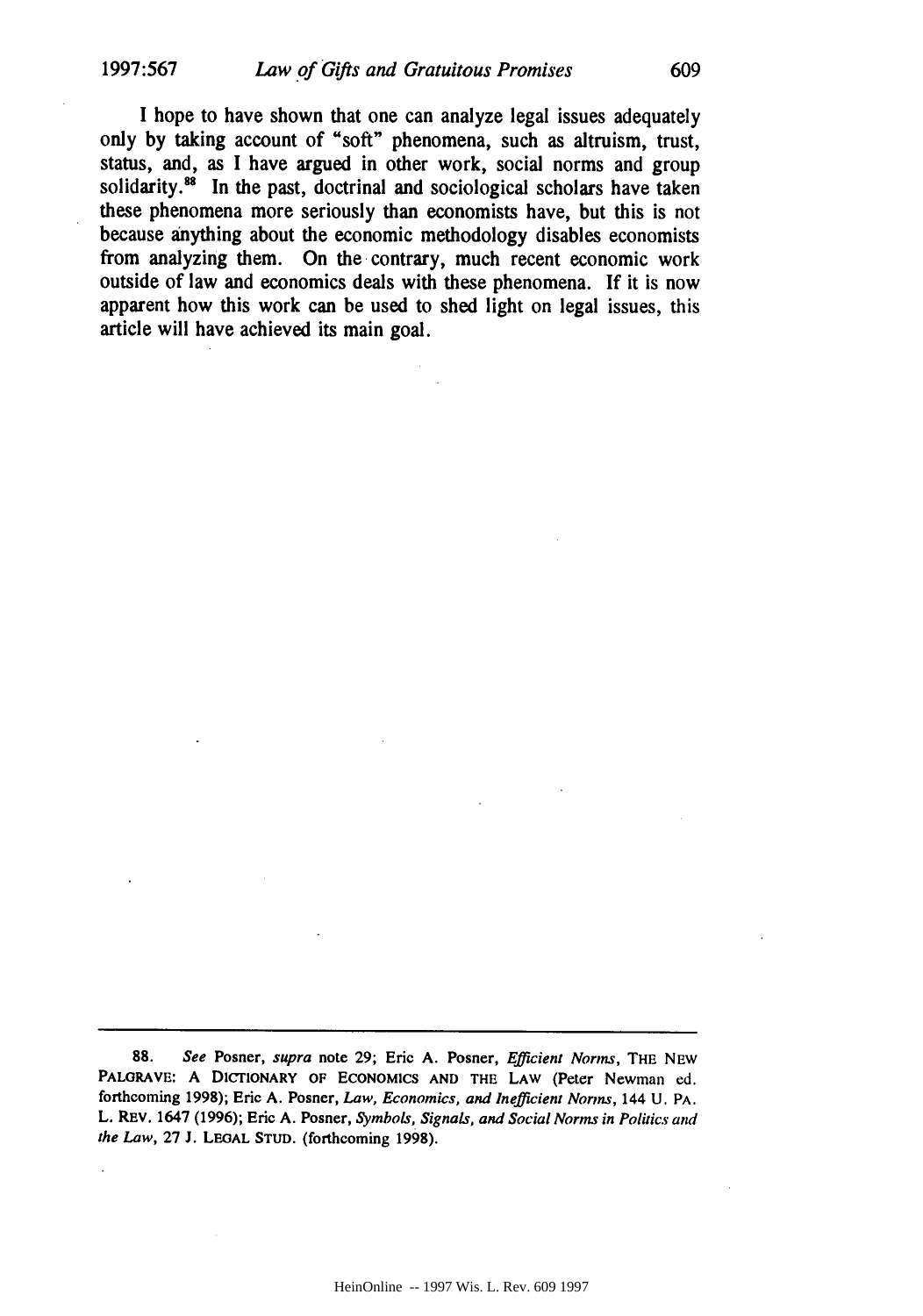I hope to have shown that one can analyze legal issues adequately only by taking account of "soft" phenomena, such as altruism, trust, status, and, as I have argued in other work, social norms and group solidarity.[88] In the past, doctrinal and sociological scholars have taken these phenomena more seriously than economists have, but this is not because anything about the economic methodology disables economists from analyzing them. On the contrary, much recent economic work outside of law and economics deals with these phenomena. If it is now apparent how this work can be used to shed light on legal issues, this article will have achieved its main goal.

---

88. *See* Posner, *supra* note 29; Eric A. Posner, *Efficient Norms*, THE NEW PALGRAVE: A DICTIONARY OF ECONOMICS AND THE LAW (Peter Newman ed. forthcoming 1998); Eric A. Posner, *Law, Economics, and Inefficient Norms*, 144 U. PA. L. REV. 1647 (1996); Eric A. Posner, *Symbols, Signals, and Social Norms in Politics and the Law*, 27 J. LEGAL STUD. (forthcoming 1998).